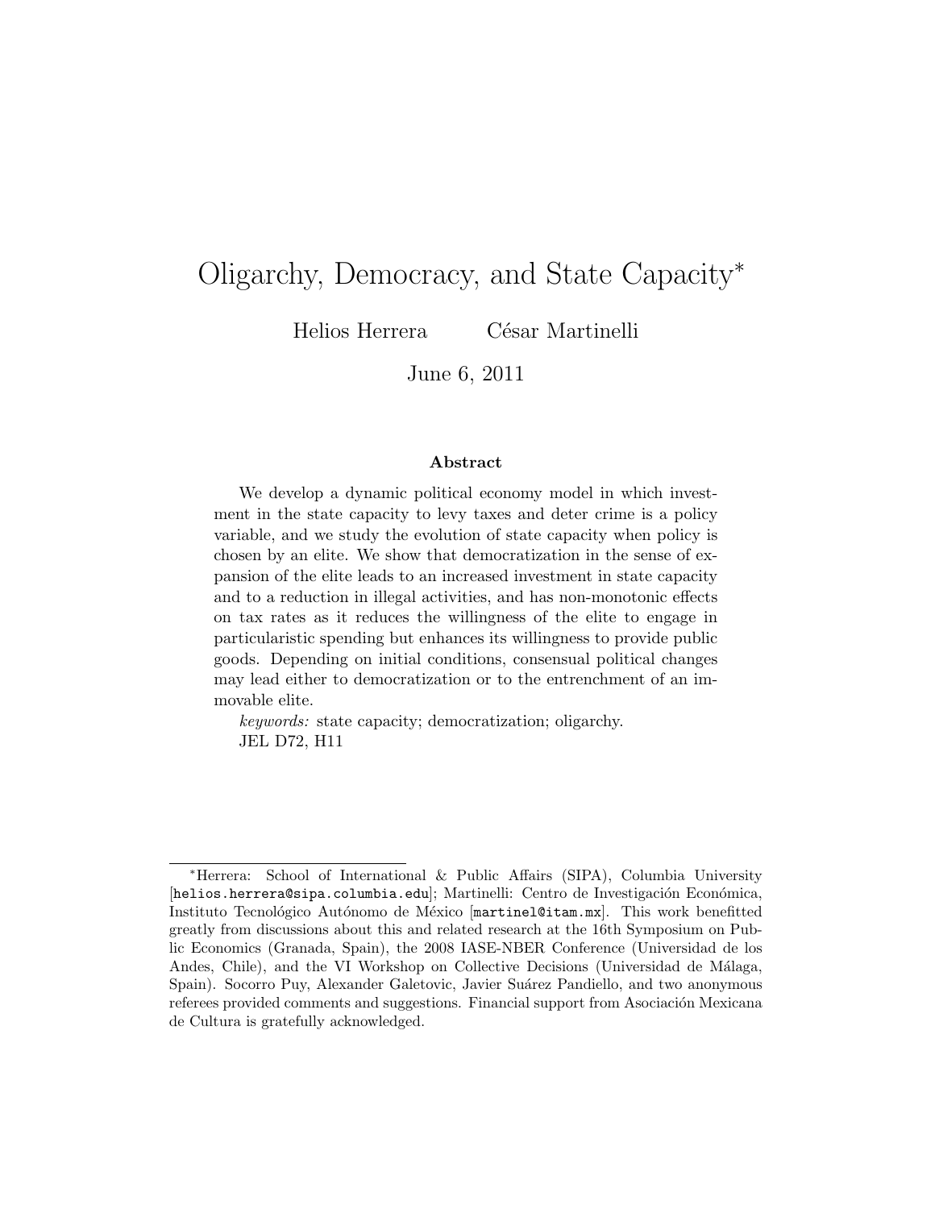# Oligarchy, Democracy, and State Capacity*

Helios Herrera          César Martinelli

June 6, 2011

### Abstract

We develop a dynamic political economy model in which investment in the state capacity to levy taxes and deter crime is a policy variable, and we study the evolution of state capacity when policy is chosen by an elite. We show that democratization in the sense of expansion of the elite leads to an increased investment in state capacity and to a reduction in illegal activities, and has non-monotonic effects on tax rates as it reduces the willingness of the elite to engage in particularistic spending but enhances its willingness to provide public goods. Depending on initial conditions, consensual political changes may lead either to democratization or to the entrenchment of an immovable elite.

*keywords:* state capacity; democratization; oligarchy.
JEL D72, H11

---

*Herrera: School of International & Public Affairs (SIPA), Columbia University [helios.herrera@sipa.columbia.edu]; Martinelli: Centro de Investigación Económica, Instituto Tecnológico Autónomo de México [martinel@itam.mx]. This work benefitted greatly from discussions about this and related research at the 16th Symposium on Public Economics (Granada, Spain), the 2008 IASE-NBER Conference (Universidad de los Andes, Chile), and the VI Workshop on Collective Decisions (Universidad de Málaga, Spain). Socorro Puy, Alexander Galetovic, Javier Suárez Pandiello, and two anonymous referees provided comments and suggestions. Financial support from Asociación Mexicana de Cultura is gratefully acknowledged.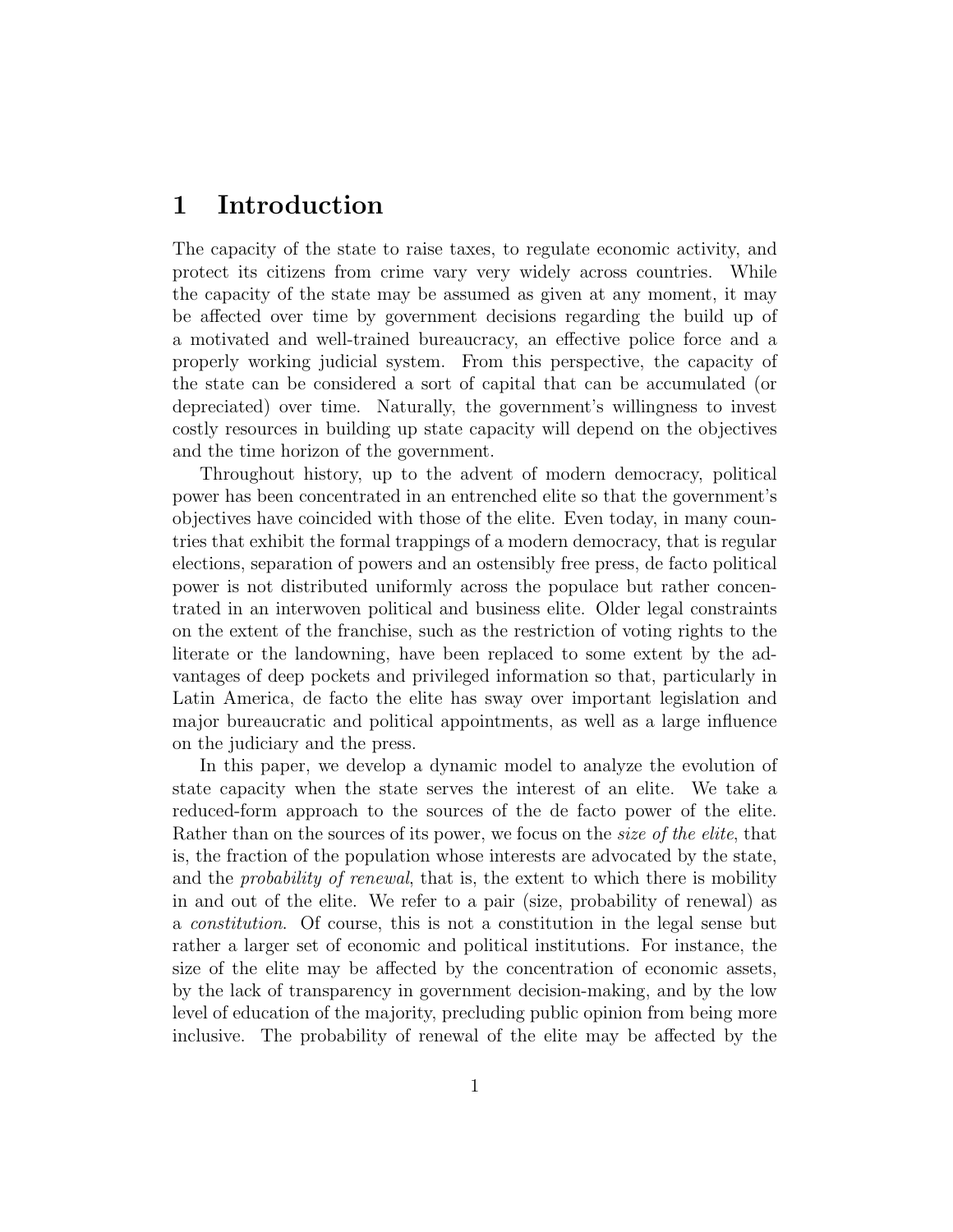# 1 Introduction

The capacity of the state to raise taxes, to regulate economic activity, and protect its citizens from crime vary very widely across countries. While the capacity of the state may be assumed as given at any moment, it may be affected over time by government decisions regarding the build up of a motivated and well-trained bureaucracy, an effective police force and a properly working judicial system. From this perspective, the capacity of the state can be considered a sort of capital that can be accumulated (or depreciated) over time. Naturally, the government's willingness to invest costly resources in building up state capacity will depend on the objectives and the time horizon of the government.

Throughout history, up to the advent of modern democracy, political power has been concentrated in an entrenched elite so that the government's objectives have coincided with those of the elite. Even today, in many countries that exhibit the formal trappings of a modern democracy, that is regular elections, separation of powers and an ostensibly free press, de facto political power is not distributed uniformly across the populace but rather concentrated in an interwoven political and business elite. Older legal constraints on the extent of the franchise, such as the restriction of voting rights to the literate or the landowning, have been replaced to some extent by the advantages of deep pockets and privileged information so that, particularly in Latin America, de facto the elite has sway over important legislation and major bureaucratic and political appointments, as well as a large influence on the judiciary and the press.

In this paper, we develop a dynamic model to analyze the evolution of state capacity when the state serves the interest of an elite. We take a reduced-form approach to the sources of the de facto power of the elite. Rather than on the sources of its power, we focus on the *size of the elite*, that is, the fraction of the population whose interests are advocated by the state, and the *probability of renewal*, that is, the extent to which there is mobility in and out of the elite. We refer to a pair (size, probability of renewal) as a *constitution*. Of course, this is not a constitution in the legal sense but rather a larger set of economic and political institutions. For instance, the size of the elite may be affected by the concentration of economic assets, by the lack of transparency in government decision-making, and by the low level of education of the majority, precluding public opinion from being more inclusive. The probability of renewal of the elite may be affected by the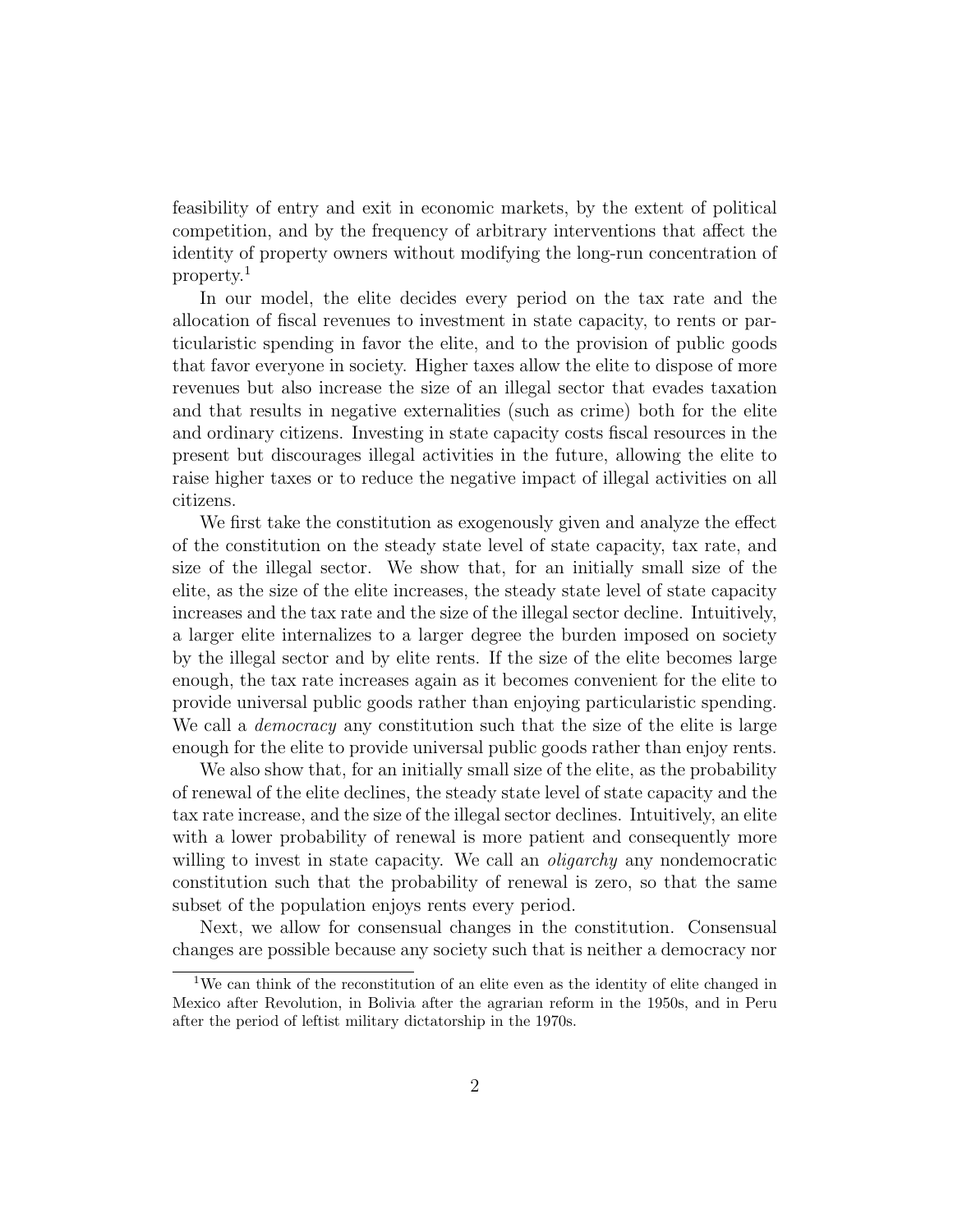feasibility of entry and exit in economic markets, by the extent of political competition, and by the frequency of arbitrary interventions that affect the identity of property owners without modifying the long-run concentration of property.[1]

In our model, the elite decides every period on the tax rate and the allocation of fiscal revenues to investment in state capacity, to rents or particularistic spending in favor the elite, and to the provision of public goods that favor everyone in society. Higher taxes allow the elite to dispose of more revenues but also increase the size of an illegal sector that evades taxation and that results in negative externalities (such as crime) both for the elite and ordinary citizens. Investing in state capacity costs fiscal resources in the present but discourages illegal activities in the future, allowing the elite to raise higher taxes or to reduce the negative impact of illegal activities on all citizens.

We first take the constitution as exogenously given and analyze the effect of the constitution on the steady state level of state capacity, tax rate, and size of the illegal sector. We show that, for an initially small size of the elite, as the size of the elite increases, the steady state level of state capacity increases and the tax rate and the size of the illegal sector decline. Intuitively, a larger elite internalizes to a larger degree the burden imposed on society by the illegal sector and by elite rents. If the size of the elite becomes large enough, the tax rate increases again as it becomes convenient for the elite to provide universal public goods rather than enjoying particularistic spending. We call a *democracy* any constitution such that the size of the elite is large enough for the elite to provide universal public goods rather than enjoy rents.

We also show that, for an initially small size of the elite, as the probability of renewal of the elite declines, the steady state level of state capacity and the tax rate increase, and the size of the illegal sector declines. Intuitively, an elite with a lower probability of renewal is more patient and consequently more willing to invest in state capacity. We call an *oligarchy* any nondemocratic constitution such that the probability of renewal is zero, so that the same subset of the population enjoys rents every period.

Next, we allow for consensual changes in the constitution. Consensual changes are possible because any society such that is neither a democracy nor

[1] We can think of the reconstitution of an elite even as the identity of elite changed in Mexico after Revolution, in Bolivia after the agrarian reform in the 1950s, and in Peru after the period of leftist military dictatorship in the 1970s.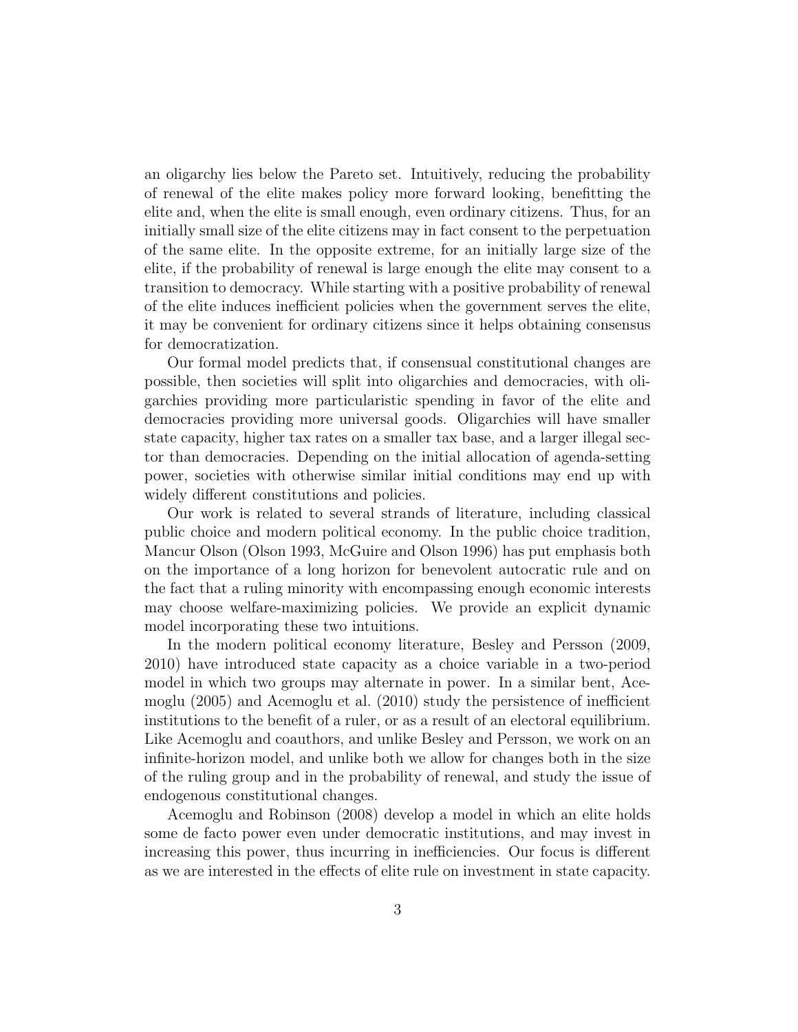an oligarchy lies below the Pareto set. Intuitively, reducing the probability of renewal of the elite makes policy more forward looking, benefitting the elite and, when the elite is small enough, even ordinary citizens. Thus, for an initially small size of the elite citizens may in fact consent to the perpetuation of the same elite. In the opposite extreme, for an initially large size of the elite, if the probability of renewal is large enough the elite may consent to a transition to democracy. While starting with a positive probability of renewal of the elite induces inefficient policies when the government serves the elite, it may be convenient for ordinary citizens since it helps obtaining consensus for democratization.

Our formal model predicts that, if consensual constitutional changes are possible, then societies will split into oligarchies and democracies, with oligarchies providing more particularistic spending in favor of the elite and democracies providing more universal goods. Oligarchies will have smaller state capacity, higher tax rates on a smaller tax base, and a larger illegal sector than democracies. Depending on the initial allocation of agenda-setting power, societies with otherwise similar initial conditions may end up with widely different constitutions and policies.

Our work is related to several strands of literature, including classical public choice and modern political economy. In the public choice tradition, Mancur Olson (Olson 1993, McGuire and Olson 1996) has put emphasis both on the importance of a long horizon for benevolent autocratic rule and on the fact that a ruling minority with encompassing enough economic interests may choose welfare-maximizing policies. We provide an explicit dynamic model incorporating these two intuitions.

In the modern political economy literature, Besley and Persson (2009, 2010) have introduced state capacity as a choice variable in a two-period model in which two groups may alternate in power. In a similar bent, Acemoglu (2005) and Acemoglu et al. (2010) study the persistence of inefficient institutions to the benefit of a ruler, or as a result of an electoral equilibrium. Like Acemoglu and coauthors, and unlike Besley and Persson, we work on an infinite-horizon model, and unlike both we allow for changes both in the size of the ruling group and in the probability of renewal, and study the issue of endogenous constitutional changes.

Acemoglu and Robinson (2008) develop a model in which an elite holds some de facto power even under democratic institutions, and may invest in increasing this power, thus incurring in inefficiencies. Our focus is different as we are interested in the effects of elite rule on investment in state capacity.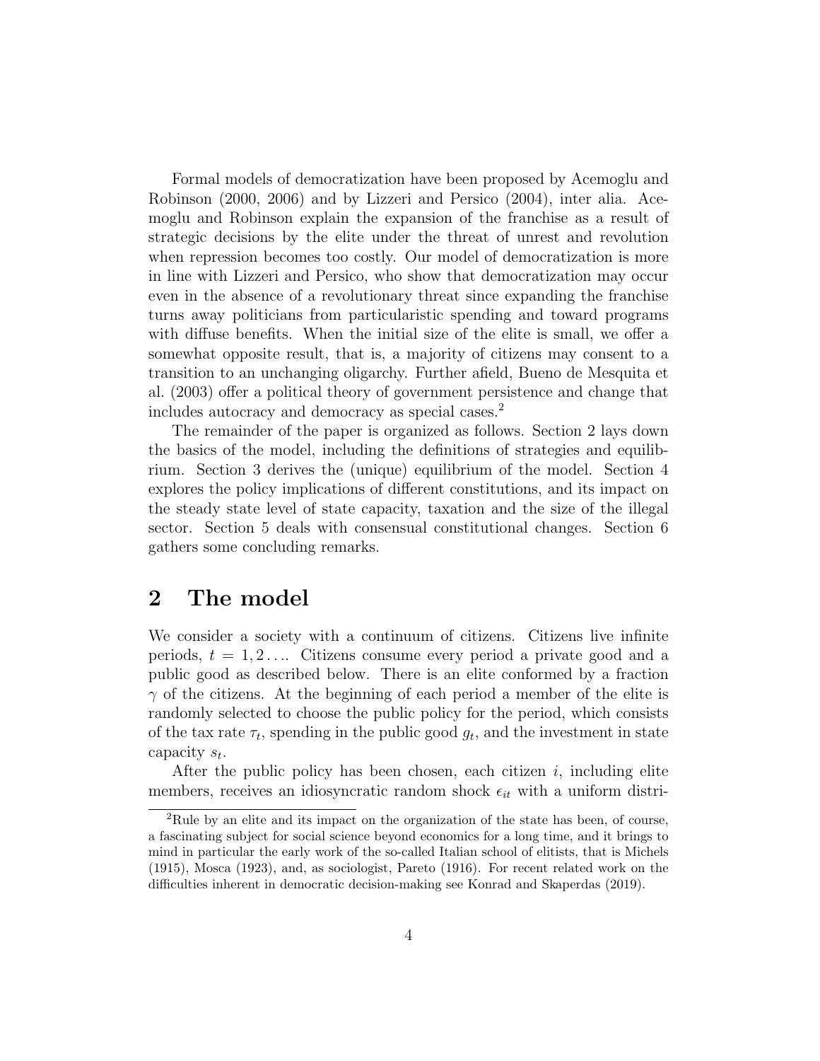Formal models of democratization have been proposed by Acemoglu and Robinson (2000, 2006) and by Lizzeri and Persico (2004), inter alia. Acemoglu and Robinson explain the expansion of the franchise as a result of strategic decisions by the elite under the threat of unrest and revolution when repression becomes too costly. Our model of democratization is more in line with Lizzeri and Persico, who show that democratization may occur even in the absence of a revolutionary threat since expanding the franchise turns away politicians from particularistic spending and toward programs with diffuse benefits. When the initial size of the elite is small, we offer a somewhat opposite result, that is, a majority of citizens may consent to a transition to an unchanging oligarchy. Further afield, Bueno de Mesquita et al. (2003) offer a political theory of government persistence and change that includes autocracy and democracy as special cases.[2]

The remainder of the paper is organized as follows. Section 2 lays down the basics of the model, including the definitions of strategies and equilibrium. Section 3 derives the (unique) equilibrium of the model. Section 4 explores the policy implications of different constitutions, and its impact on the steady state level of state capacity, taxation and the size of the illegal sector. Section 5 deals with consensual constitutional changes. Section 6 gathers some concluding remarks.

## 2 The model

We consider a society with a continuum of citizens. Citizens live infinite periods, $t = 1, 2 \ldots$. Citizens consume every period a private good and a public good as described below. There is an elite conformed by a fraction $\gamma$ of the citizens. At the beginning of each period a member of the elite is randomly selected to choose the public policy for the period, which consists of the tax rate $\tau_t$, spending in the public good $g_t$, and the investment in state capacity $s_t$.

After the public policy has been chosen, each citizen $i$, including elite members, receives an idiosyncratic random shock $\epsilon_{it}$ with a uniform distri-

[2] Rule by an elite and its impact on the organization of the state has been, of course, a fascinating subject for social science beyond economics for a long time, and it brings to mind in particular the early work of the so-called Italian school of elitists, that is Michels (1915), Mosca (1923), and, as sociologist, Pareto (1916). For recent related work on the difficulties inherent in democratic decision-making see Konrad and Skaperdas (2019).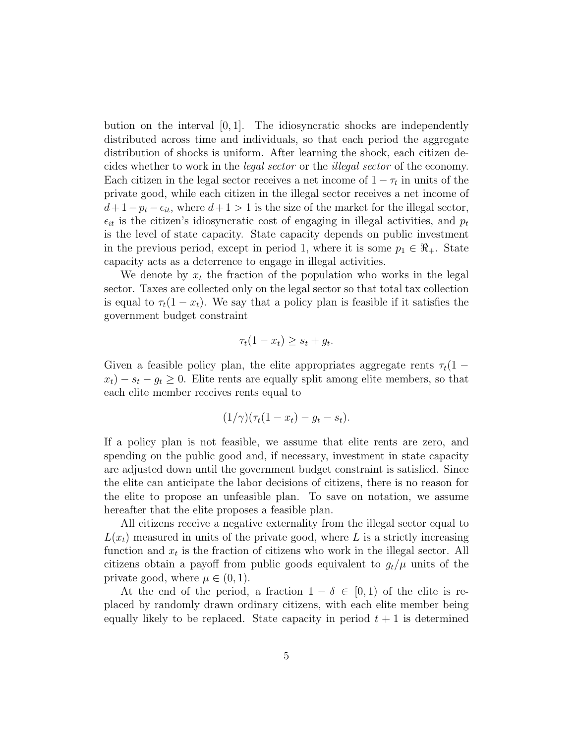bution on the interval $[0, 1]$. The idiosyncratic shocks are independently distributed across time and individuals, so that each period the aggregate distribution of shocks is uniform. After learning the shock, each citizen decides whether to work in the *legal sector* or the *illegal sector* of the economy. Each citizen in the legal sector receives a net income of $1 - \tau_t$ in units of the private good, while each citizen in the illegal sector receives a net income of $d + 1 - p_t - \epsilon_{it}$, where $d + 1 > 1$ is the size of the market for the illegal sector, $\epsilon_{it}$ is the citizen's idiosyncratic cost of engaging in illegal activities, and $p_t$ is the level of state capacity. State capacity depends on public investment in the previous period, except in period 1, where it is some $p_1 \in \Re_+$. State capacity acts as a deterrence to engage in illegal activities.

We denote by $x_t$ the fraction of the population who works in the legal sector. Taxes are collected only on the legal sector so that total tax collection is equal to $\tau_t(1 - x_t)$. We say that a policy plan is feasible if it satisfies the government budget constraint

$$\tau_t(1 - x_t) \geq s_t + g_t.$$

Given a feasible policy plan, the elite appropriates aggregate rents $\tau_t(1 - x_t) - s_t - g_t \geq 0$. Elite rents are equally split among elite members, so that each elite member receives rents equal to

$$(1/\gamma)(\tau_t(1 - x_t) - g_t - s_t).$$

If a policy plan is not feasible, we assume that elite rents are zero, and spending on the public good and, if necessary, investment in state capacity are adjusted down until the government budget constraint is satisfied. Since the elite can anticipate the labor decisions of citizens, there is no reason for the elite to propose an unfeasible plan. To save on notation, we assume hereafter that the elite proposes a feasible plan.

All citizens receive a negative externality from the illegal sector equal to $L(x_t)$ measured in units of the private good, where $L$ is a strictly increasing function and $x_t$ is the fraction of citizens who work in the illegal sector. All citizens obtain a payoff from public goods equivalent to $g_t/\mu$ units of the private good, where $\mu \in (0, 1)$.

At the end of the period, a fraction $1 - \delta \in [0, 1)$ of the elite is replaced by randomly drawn ordinary citizens, with each elite member being equally likely to be replaced. State capacity in period $t + 1$ is determined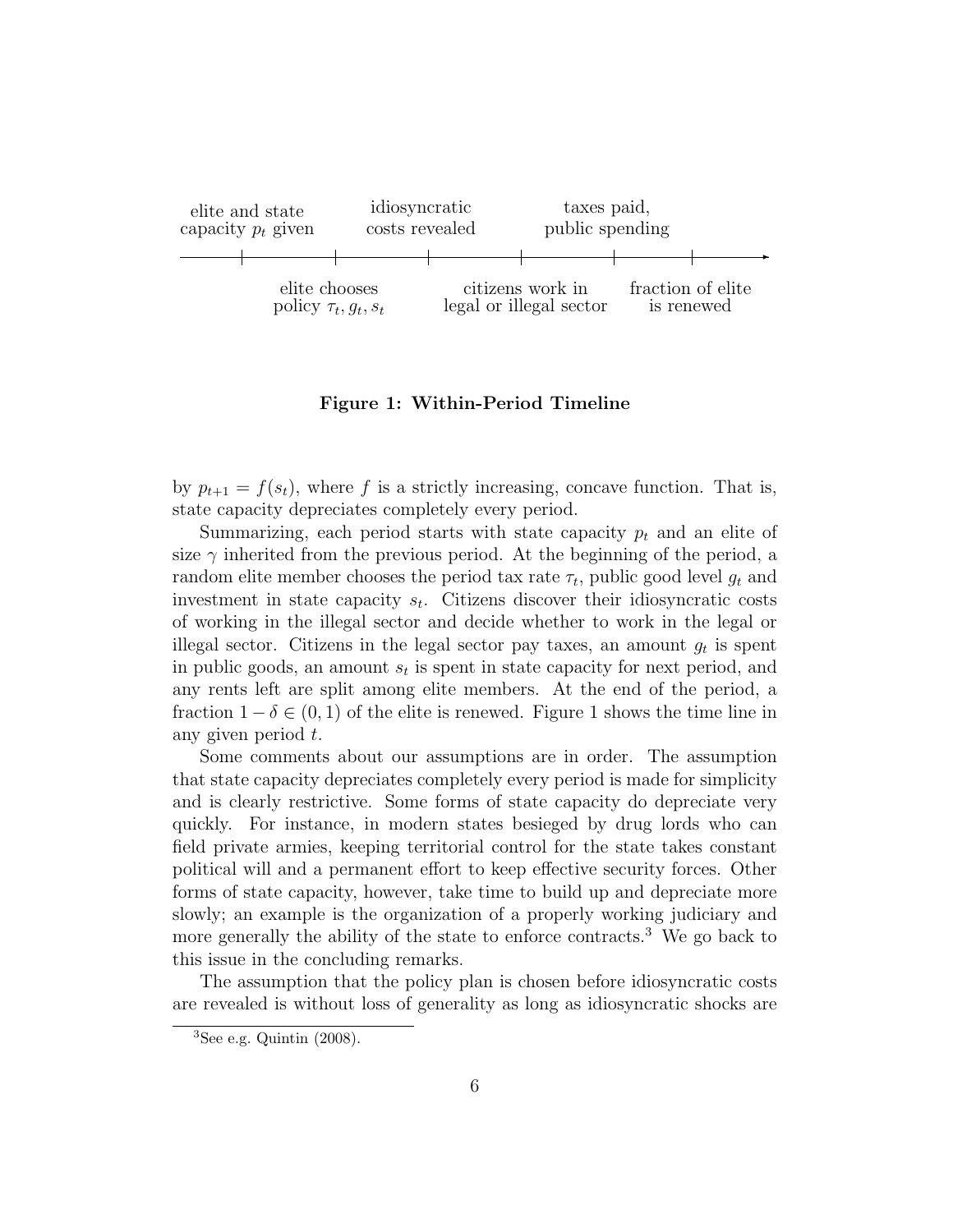elite and state capacity $p_t$ given | elite chooses policy $\tau_t, g_t, s_t$ | idiosyncratic costs revealed | citizens work in legal or illegal sector | taxes paid, public spending | fraction of elite is renewed

**Figure 1: Within-Period Timeline**

by $p_{t+1} = f(s_t)$, where $f$ is a strictly increasing, concave function. That is, state capacity depreciates completely every period.

Summarizing, each period starts with state capacity $p_t$ and an elite of size $\gamma$ inherited from the previous period. At the beginning of the period, a random elite member chooses the period tax rate $\tau_t$, public good level $g_t$ and investment in state capacity $s_t$. Citizens discover their idiosyncratic costs of working in the illegal sector and decide whether to work in the legal or illegal sector. Citizens in the legal sector pay taxes, an amount $g_t$ is spent in public goods, an amount $s_t$ is spent in state capacity for next period, and any rents left are split among elite members. At the end of the period, a fraction $1 - \delta \in (0, 1)$ of the elite is renewed. Figure 1 shows the time line in any given period $t$.

Some comments about our assumptions are in order. The assumption that state capacity depreciates completely every period is made for simplicity and is clearly restrictive. Some forms of state capacity do depreciate very quickly. For instance, in modern states besieged by drug lords who can field private armies, keeping territorial control for the state takes constant political will and a permanent effort to keep effective security forces. Other forms of state capacity, however, take time to build up and depreciate more slowly; an example is the organization of a properly working judiciary and more generally the ability of the state to enforce contracts.[3] We go back to this issue in the concluding remarks.

The assumption that the policy plan is chosen before idiosyncratic costs are revealed is without loss of generality as long as idiosyncratic shocks are

[3] See e.g. Quintin (2008).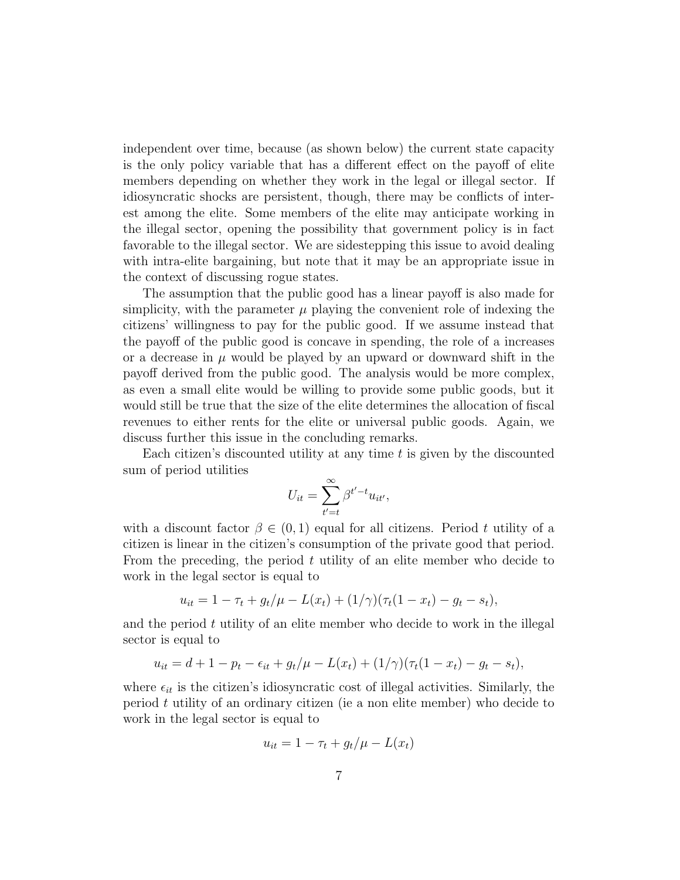independent over time, because (as shown below) the current state capacity is the only policy variable that has a different effect on the payoff of elite members depending on whether they work in the legal or illegal sector. If idiosyncratic shocks are persistent, though, there may be conflicts of interest among the elite. Some members of the elite may anticipate working in the illegal sector, opening the possibility that government policy is in fact favorable to the illegal sector. We are sidestepping this issue to avoid dealing with intra-elite bargaining, but note that it may be an appropriate issue in the context of discussing rogue states.

The assumption that the public good has a linear payoff is also made for simplicity, with the parameter $\mu$ playing the convenient role of indexing the citizens' willingness to pay for the public good. If we assume instead that the payoff of the public good is concave in spending, the role of a increases or a decrease in $\mu$ would be played by an upward or downward shift in the payoff derived from the public good. The analysis would be more complex, as even a small elite would be willing to provide some public goods, but it would still be true that the size of the elite determines the allocation of fiscal revenues to either rents for the elite or universal public goods. Again, we discuss further this issue in the concluding remarks.

Each citizen's discounted utility at any time $t$ is given by the discounted sum of period utilities

$$U_{it} = \sum_{t'=t}^{\infty} \beta^{t'-t} u_{it'},$$

with a discount factor $\beta \in (0, 1)$ equal for all citizens. Period $t$ utility of a citizen is linear in the citizen's consumption of the private good that period. From the preceding, the period $t$ utility of an elite member who decide to work in the legal sector is equal to

$$u_{it} = 1 - \tau_t + g_t/\mu - L(x_t) + (1/\gamma)(\tau_t(1 - x_t) - g_t - s_t),$$

and the period $t$ utility of an elite member who decide to work in the illegal sector is equal to

$$u_{it} = d + 1 - p_t - \epsilon_{it} + g_t/\mu - L(x_t) + (1/\gamma)(\tau_t(1 - x_t) - g_t - s_t),$$

where $\epsilon_{it}$ is the citizen's idiosyncratic cost of illegal activities. Similarly, the period $t$ utility of an ordinary citizen (ie a non elite member) who decide to work in the legal sector is equal to

$$u_{it} = 1 - \tau_t + g_t/\mu - L(x_t)$$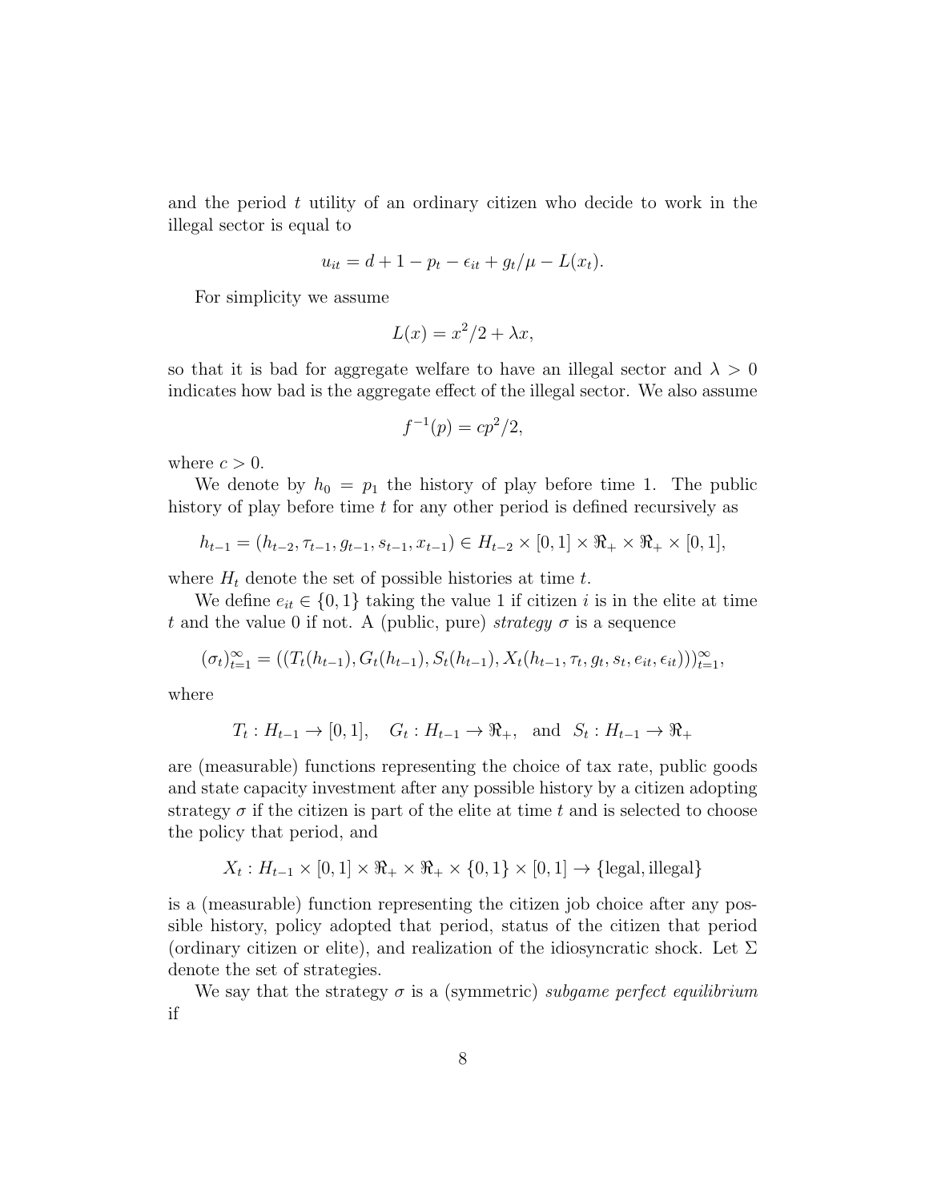and the period $t$ utility of an ordinary citizen who decide to work in the illegal sector is equal to

$$u_{it} = d + 1 - p_t - \epsilon_{it} + g_t/\mu - L(x_t).$$

For simplicity we assume

$$L(x) = x^2/2 + \lambda x,$$

so that it is bad for aggregate welfare to have an illegal sector and $\lambda > 0$ indicates how bad is the aggregate effect of the illegal sector. We also assume

$$f^{-1}(p) = cp^2/2,$$

where $c > 0$.

We denote by $h_0 = p_1$ the history of play before time 1. The public history of play before time $t$ for any other period is defined recursively as

$$h_{t-1} = (h_{t-2}, \tau_{t-1}, g_{t-1}, s_{t-1}, x_{t-1}) \in H_{t-2} \times [0,1] \times \Re_+ \times \Re_+ \times [0,1],$$

where $H_t$ denote the set of possible histories at time $t$.

We define $e_{it} \in \{0,1\}$ taking the value 1 if citizen $i$ is in the elite at time $t$ and the value 0 if not. A (public, pure) *strategy* $\sigma$ is a sequence

$$(\sigma_t)_{t=1}^{\infty} = ((T_t(h_{t-1}), G_t(h_{t-1}), S_t(h_{t-1}), X_t(h_{t-1}, \tau_t, g_t, s_t, e_{it}, \epsilon_{it})))_{t=1}^{\infty},$$

where

$$T_t : H_{t-1} \to [0,1], \quad G_t : H_{t-1} \to \Re_+, \quad \text{and} \quad S_t : H_{t-1} \to \Re_+$$

are (measurable) functions representing the choice of tax rate, public goods and state capacity investment after any possible history by a citizen adopting strategy $\sigma$ if the citizen is part of the elite at time $t$ and is selected to choose the policy that period, and

$$X_t : H_{t-1} \times [0,1] \times \Re_+ \times \Re_+ \times \{0,1\} \times [0,1] \to \{\text{legal}, \text{illegal}\}$$

is a (measurable) function representing the citizen job choice after any possible history, policy adopted that period, status of the citizen that period (ordinary citizen or elite), and realization of the idiosyncratic shock. Let $\Sigma$ denote the set of strategies.

We say that the strategy $\sigma$ is a (symmetric) *subgame perfect equilibrium* if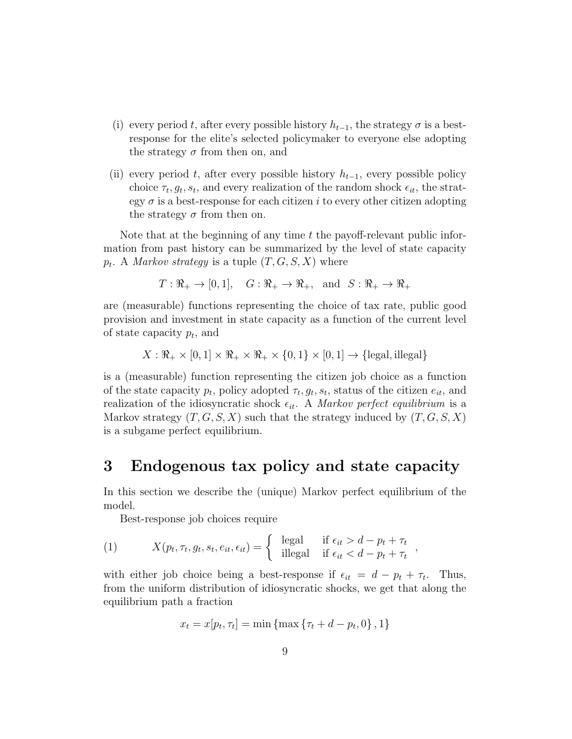(i) every period $t$, after every possible history $h_{t-1}$, the strategy $\sigma$ is a best-response for the elite's selected policymaker to everyone else adopting the strategy $\sigma$ from then on, and

(ii) every period $t$, after every possible history $h_{t-1}$, every possible policy choice $\tau_t, g_t, s_t$, and every realization of the random shock $\epsilon_{it}$, the strategy $\sigma$ is a best-response for each citizen $i$ to every other citizen adopting the strategy $\sigma$ from then on.

Note that at the beginning of any time $t$ the payoff-relevant public information from past history can be summarized by the level of state capacity $p_t$. A *Markov strategy* is a tuple $(T, G, S, X)$ where

$$T : \Re_+ \to [0, 1], \quad G : \Re_+ \to \Re_+, \quad \text{and} \quad S : \Re_+ \to \Re_+$$

are (measurable) functions representing the choice of tax rate, public good provision and investment in state capacity as a function of the current level of state capacity $p_t$, and

$$X : \Re_+ \times [0, 1] \times \Re_+ \times \Re_+ \times \{0, 1\} \times [0, 1] \to \{\text{legal}, \text{illegal}\}$$

is a (measurable) function representing the citizen job choice as a function of the state capacity $p_t$, policy adopted $\tau_t, g_t, s_t$, status of the citizen $e_{it}$, and realization of the idiosyncratic shock $\epsilon_{it}$. A *Markov perfect equilibrium* is a Markov strategy $(T, G, S, X)$ such that the strategy induced by $(T, G, S, X)$ is a subgame perfect equilibrium.

# 3 Endogenous tax policy and state capacity

In this section we describe the (unique) Markov perfect equilibrium of the model.

Best-response job choices require

$$(1) \qquad X(p_t, \tau_t, g_t, s_t, e_{it}, \epsilon_{it}) = \begin{cases} \text{legal} & \text{if } \epsilon_{it} > d - p_t + \tau_t \\ \text{illegal} & \text{if } \epsilon_{it} < d - p_t + \tau_t \end{cases},$$

with either job choice being a best-response if $\epsilon_{it} = d - p_t + \tau_t$. Thus, from the uniform distribution of idiosyncratic shocks, we get that along the equilibrium path a fraction

$$x_t = x[p_t, \tau_t] = \min \{\max \{\tau_t + d - p_t, 0\}, 1\}$$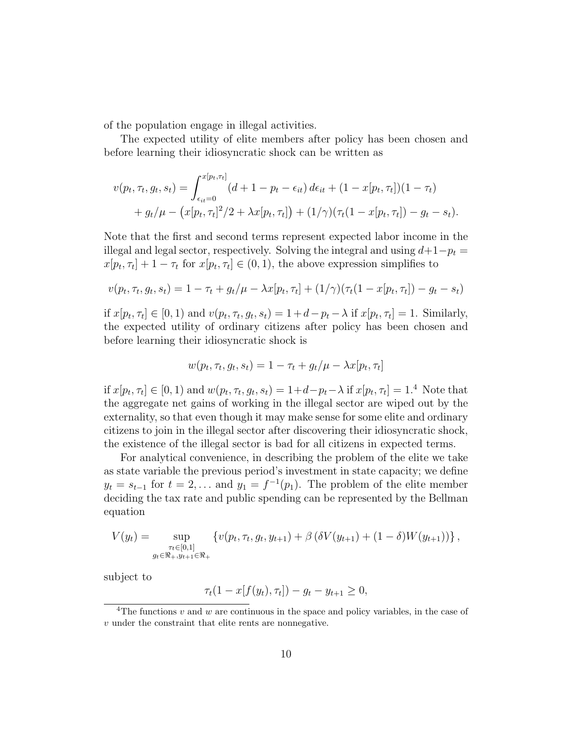of the population engage in illegal activities.

The expected utility of elite members after policy has been chosen and before learning their idiosyncratic shock can be written as

$$
\begin{aligned}
v(p_t, \tau_t, g_t, s_t) = &\int_{\epsilon_{it}=0}^{x[p_t,\tau_t]} (d + 1 - p_t - \epsilon_{it})\, d\epsilon_{it} + (1 - x[p_t, \tau_t])(1 - \tau_t) \\
&+ g_t/\mu - \left(x[p_t, \tau_t]^2/2 + \lambda x[p_t, \tau_t]\right) + (1/\gamma)(\tau_t(1 - x[p_t, \tau_t]) - g_t - s_t).
\end{aligned}
$$

Note that the first and second terms represent expected labor income in the illegal and legal sector, respectively. Solving the integral and using $d+1-p_t = x[p_t, \tau_t] + 1 - \tau_t$ for $x[p_t, \tau_t] \in (0, 1)$, the above expression simplifies to

$$
v(p_t, \tau_t, g_t, s_t) = 1 - \tau_t + g_t/\mu - \lambda x[p_t, \tau_t] + (1/\gamma)(\tau_t(1 - x[p_t, \tau_t]) - g_t - s_t)
$$

if $x[p_t, \tau_t] \in [0, 1)$ and $v(p_t, \tau_t, g_t, s_t) = 1 + d - p_t - \lambda$ if $x[p_t, \tau_t] = 1$. Similarly, the expected utility of ordinary citizens after policy has been chosen and before learning their idiosyncratic shock is

$$
w(p_t, \tau_t, g_t, s_t) = 1 - \tau_t + g_t/\mu - \lambda x[p_t, \tau_t]
$$

if $x[p_t, \tau_t] \in [0, 1)$ and $w(p_t, \tau_t, g_t, s_t) = 1+d-p_t-\lambda$ if $x[p_t, \tau_t] = 1$.[4] Note that the aggregate net gains of working in the illegal sector are wiped out by the externality, so that even though it may make sense for some elite and ordinary citizens to join in the illegal sector after discovering their idiosyncratic shock, the existence of the illegal sector is bad for all citizens in expected terms.

For analytical convenience, in describing the problem of the elite we take as state variable the previous period's investment in state capacity; we define $y_t = s_{t-1}$ for $t = 2, \ldots$ and $y_1 = f^{-1}(p_1)$. The problem of the elite member deciding the tax rate and public spending can be represented by the Bellman equation

$$
V(y_t) = \sup_{\substack{\tau_t \in [0,1] \\ g_t \in \Re_+, y_{t+1} \in \Re_+}} \left\{ v(p_t, \tau_t, g_t, y_{t+1}) + \beta \left( \delta V(y_{t+1}) + (1 - \delta) W(y_{t+1}) \right) \right\},
$$

subject to

$$
\tau_t(1 - x[f(y_t), \tau_t]) - g_t - y_{t+1} \geq 0,
$$

[4] The functions $v$ and $w$ are continuous in the space and policy variables, in the case of $v$ under the constraint that elite rents are nonnegative.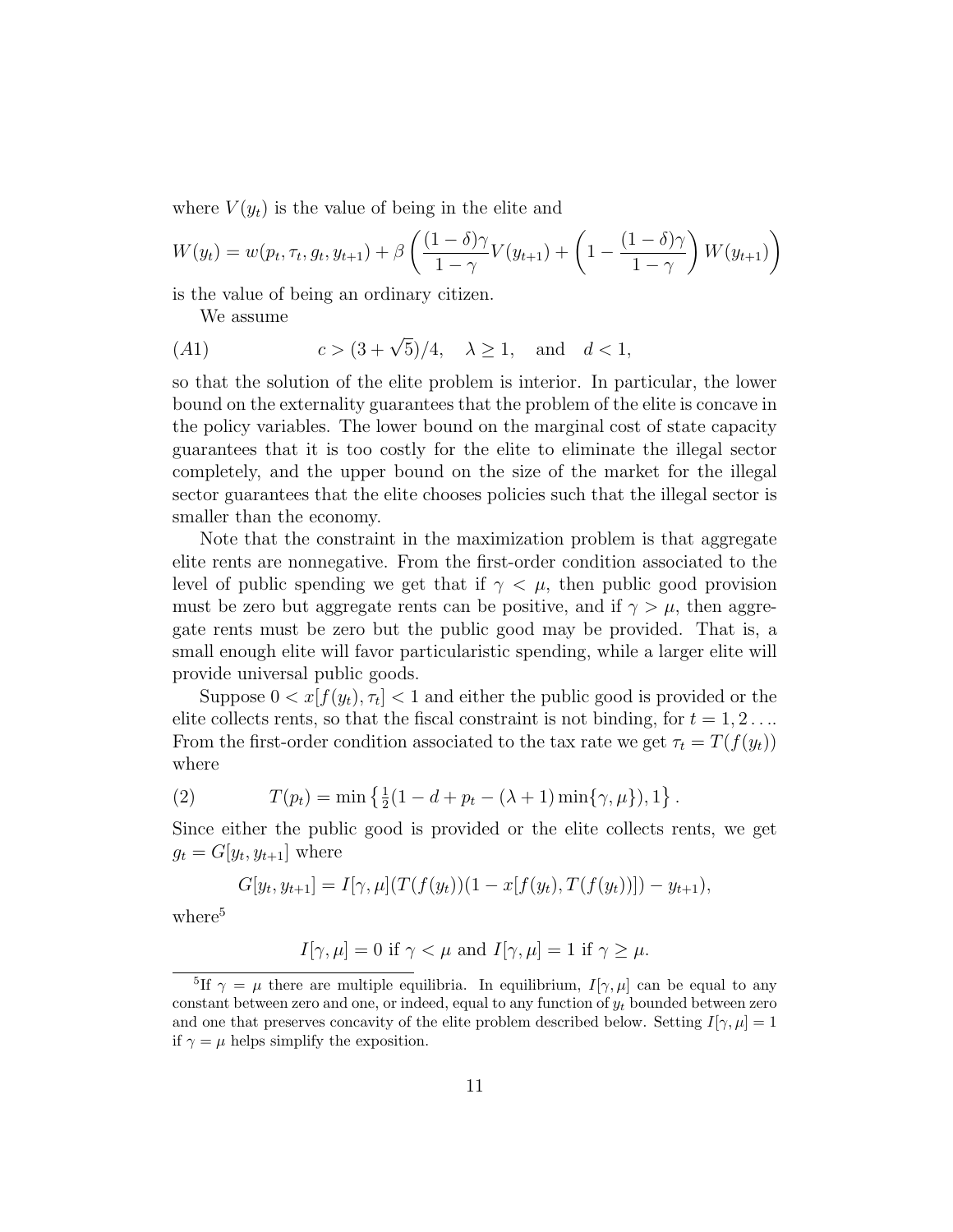where $V(y_t)$ is the value of being in the elite and

$$W(y_t) = w(p_t, \tau_t, g_t, y_{t+1}) + \beta \left( \frac{(1-\delta)\gamma}{1-\gamma} V(y_{t+1}) + \left(1 - \frac{(1-\delta)\gamma}{1-\gamma}\right) W(y_{t+1}) \right)$$

is the value of being an ordinary citizen.

We assume

$$\text{(A1)} \qquad c > (3+\sqrt{5})/4, \quad \lambda \geq 1, \quad \text{and} \quad d < 1,$$

so that the solution of the elite problem is interior. In particular, the lower bound on the externality guarantees that the problem of the elite is concave in the policy variables. The lower bound on the marginal cost of state capacity guarantees that it is too costly for the elite to eliminate the illegal sector completely, and the upper bound on the size of the market for the illegal sector guarantees that the elite chooses policies such that the illegal sector is smaller than the economy.

Note that the constraint in the maximization problem is that aggregate elite rents are nonnegative. From the first-order condition associated to the level of public spending we get that if $\gamma < \mu$, then public good provision must be zero but aggregate rents can be positive, and if $\gamma > \mu$, then aggregate rents must be zero but the public good may be provided. That is, a small enough elite will favor particularistic spending, while a larger elite will provide universal public goods.

Suppose $0 < x[f(y_t), \tau_t] < 1$ and either the public good is provided or the elite collects rents, so that the fiscal constraint is not binding, for $t = 1, 2 \ldots$. From the first-order condition associated to the tax rate we get $\tau_t = T(f(y_t))$ where

$$\text{(2)} \qquad T(p_t) = \min\left\{\tfrac{1}{2}(1 - d + p_t - (\lambda+1)\min\{\gamma, \mu\}), 1\right\}.$$

Since either the public good is provided or the elite collects rents, we get $g_t = G[y_t, y_{t+1}]$ where

$$G[y_t, y_{t+1}] = I[\gamma, \mu](T(f(y_t))(1 - x[f(y_t), T(f(y_t))]) - y_{t+1}),$$

where[5]

$$I[\gamma, \mu] = 0 \text{ if } \gamma < \mu \text{ and } I[\gamma, \mu] = 1 \text{ if } \gamma \geq \mu.$$

[5] If $\gamma = \mu$ there are multiple equilibria. In equilibrium, $I[\gamma, \mu]$ can be equal to any constant between zero and one, or indeed, equal to any function of $y_t$ bounded between zero and one that preserves concavity of the elite problem described below. Setting $I[\gamma, \mu] = 1$ if $\gamma = \mu$ helps simplify the exposition.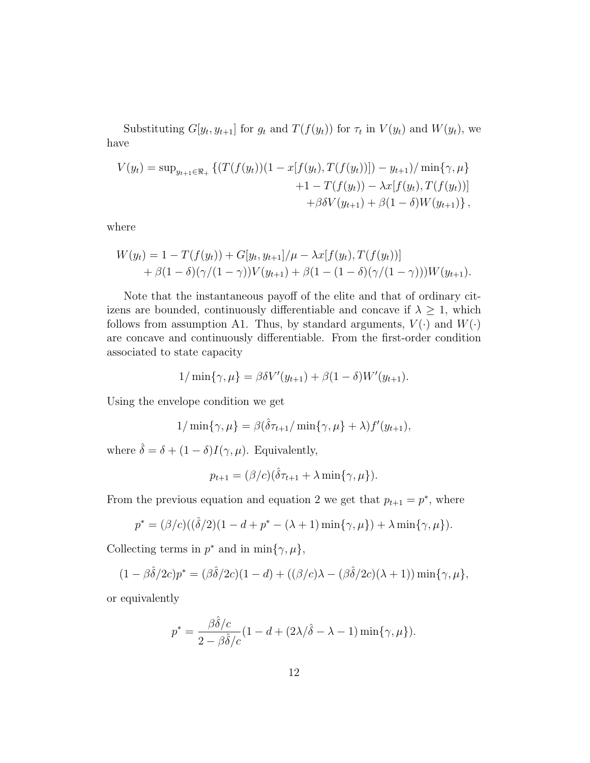Substituting $G[y_t, y_{t+1}]$ for $g_t$ and $T(f(y_t))$ for $\tau_t$ in $V(y_t)$ and $W(y_t)$, we have

$$
\begin{aligned}
V(y_t) = \sup_{y_{t+1}\in\Re_+} \{ & (T(f(y_t))(1 - x[f(y_t), T(f(y_t))]) - y_{t+1})/\min\{\gamma, \mu\} \\
& + 1 - T(f(y_t)) - \lambda x[f(y_t), T(f(y_t))] \\
& + \beta\delta V(y_{t+1}) + \beta(1-\delta)W(y_{t+1})\},
\end{aligned}
$$

where

$$
\begin{aligned}
W(y_t) = & \ 1 - T(f(y_t)) + G[y_t, y_{t+1}]/\mu - \lambda x[f(y_t), T(f(y_t))] \\
& + \beta(1-\delta)(\gamma/(1-\gamma))V(y_{t+1}) + \beta(1 - (1-\delta)(\gamma/(1-\gamma)))W(y_{t+1}).
\end{aligned}
$$

Note that the instantaneous payoff of the elite and that of ordinary citizens are bounded, continuously differentiable and concave if $\lambda \geq 1$, which follows from assumption A1. Thus, by standard arguments, $V(\cdot)$ and $W(\cdot)$ are concave and continuously differentiable. From the first-order condition associated to state capacity

$$1/\min\{\gamma, \mu\} = \beta\delta V'(y_{t+1}) + \beta(1-\delta)W'(y_{t+1}).$$

Using the envelope condition we get

$$1/\min\{\gamma, \mu\} = \beta(\hat{\delta}\tau_{t+1}/\min\{\gamma, \mu\} + \lambda)f'(y_{t+1}),$$

where $\hat{\delta} = \delta + (1-\delta)I(\gamma, \mu)$. Equivalently,

$$p_{t+1} = (\beta/c)(\hat{\delta}\tau_{t+1} + \lambda \min\{\gamma, \mu\}).$$

From the previous equation and equation 2 we get that $p_{t+1} = p^*$, where

$$p^* = (\beta/c)((\hat{\delta}/2)(1 - d + p^* - (\lambda+1)\min\{\gamma, \mu\}) + \lambda \min\{\gamma, \mu\}).$$

Collecting terms in $p^*$ and in $\min\{\gamma, \mu\}$,

$$(1 - \beta\hat{\delta}/2c)p^* = (\beta\hat{\delta}/2c)(1-d) + ((\beta/c)\lambda - (\beta\hat{\delta}/2c)(\lambda+1))\min\{\gamma, \mu\},$$

or equivalently

$$p^* = \frac{\beta\hat{\delta}/c}{2 - \beta\hat{\delta}/c}(1 - d + (2\lambda/\hat{\delta} - \lambda - 1)\min\{\gamma, \mu\}).$$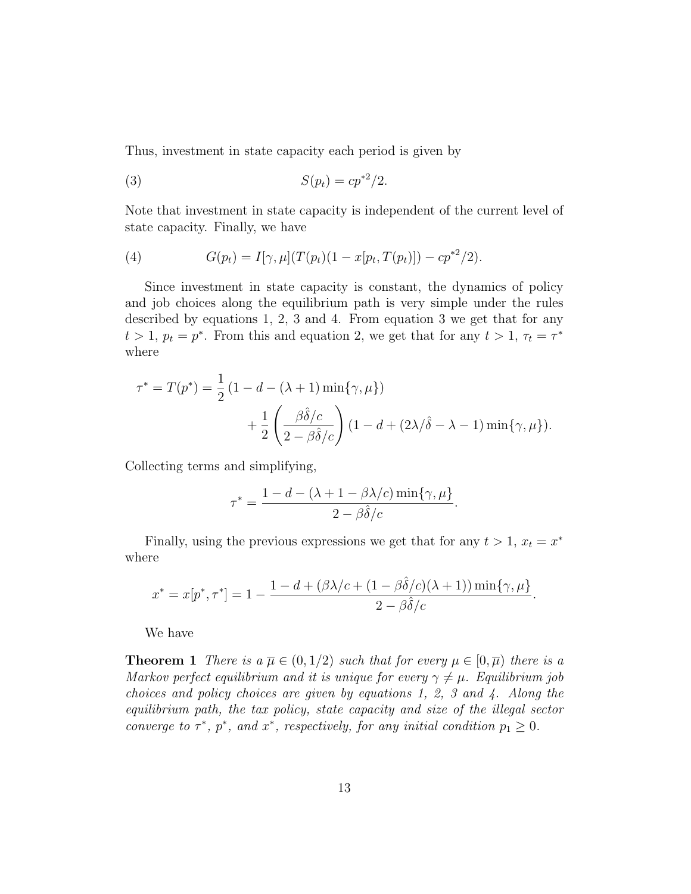Thus, investment in state capacity each period is given by

$$S(p_t) = cp^{*2}/2. \tag{3}$$

Note that investment in state capacity is independent of the current level of state capacity. Finally, we have

$$G(p_t) = I[\gamma, \mu](T(p_t)(1 - x[p_t, T(p_t)]) - cp^{*2}/2). \tag{4}$$

Since investment in state capacity is constant, the dynamics of policy and job choices along the equilibrium path is very simple under the rules described by equations 1, 2, 3 and 4. From equation 3 we get that for any $t > 1$, $p_t = p^*$. From this and equation 2, we get that for any $t > 1$, $\tau_t = \tau^*$ where

$$\tau^* = T(p^*) = \frac{1}{2}\left(1 - d - (\lambda + 1)\min\{\gamma, \mu\}\right) + \frac{1}{2}\left(\frac{\beta\hat{\delta}/c}{2 - \beta\hat{\delta}/c}\right)(1 - d + (2\lambda/\hat{\delta} - \lambda - 1)\min\{\gamma, \mu\}).$$

Collecting terms and simplifying,

$$\tau^* = \frac{1 - d - (\lambda + 1 - \beta\lambda/c)\min\{\gamma, \mu\}}{2 - \beta\hat{\delta}/c}.$$

Finally, using the previous expressions we get that for any $t > 1$, $x_t = x^*$ where

$$x^* = x[p^*, \tau^*] = 1 - \frac{1 - d + (\beta\lambda/c + (1 - \beta\hat{\delta}/c)(\lambda + 1))\min\{\gamma, \mu\}}{2 - \beta\hat{\delta}/c}.$$

We have

**Theorem 1** *There is a $\overline{\mu} \in (0, 1/2)$ such that for every $\mu \in [0, \overline{\mu})$ there is a Markov perfect equilibrium and it is unique for every $\gamma \neq \mu$. Equilibrium job choices and policy choices are given by equations 1, 2, 3 and 4. Along the equilibrium path, the tax policy, state capacity and size of the illegal sector converge to $\tau^*$, $p^*$, and $x^*$, respectively, for any initial condition $p_1 \geq 0$.*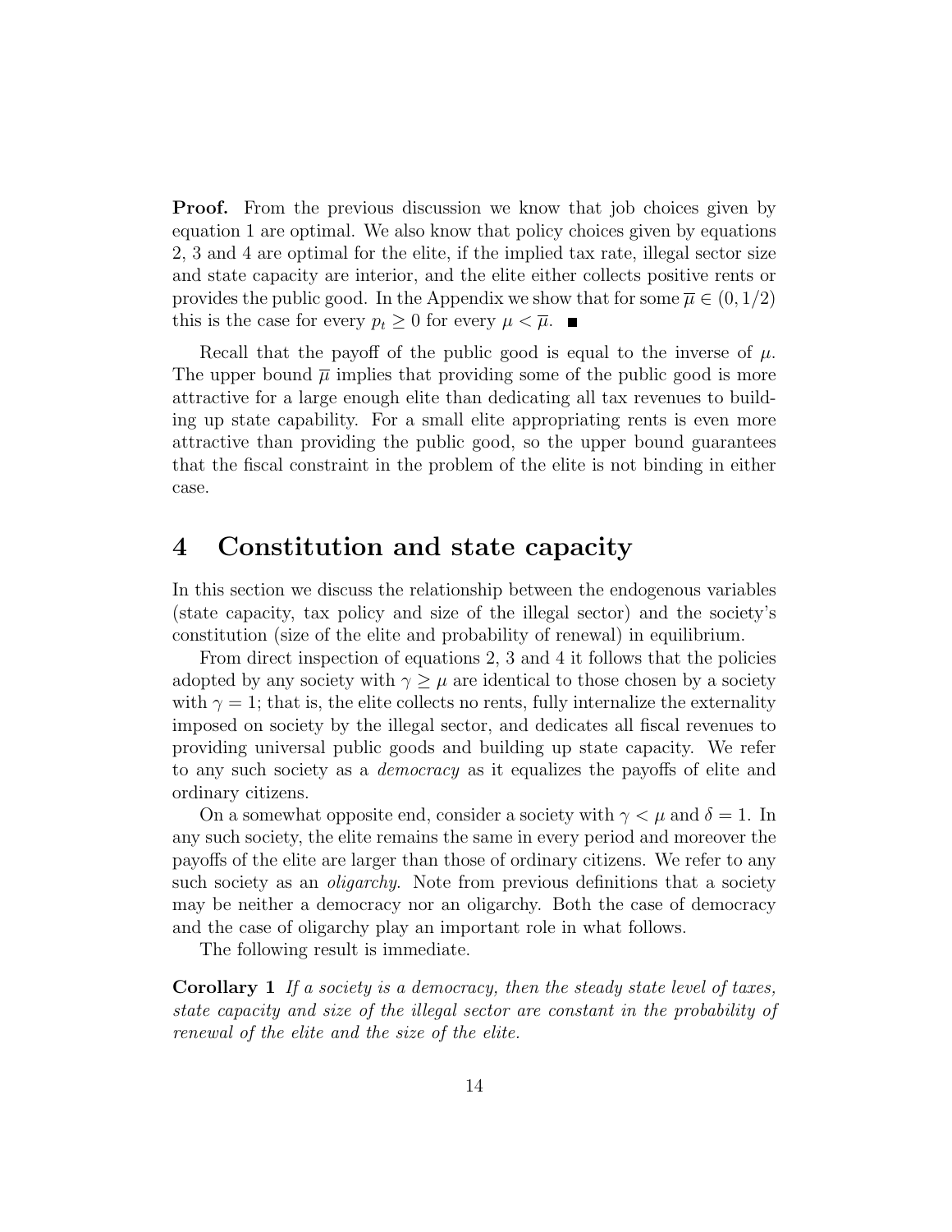**Proof.** From the previous discussion we know that job choices given by equation 1 are optimal. We also know that policy choices given by equations 2, 3 and 4 are optimal for the elite, if the implied tax rate, illegal sector size and state capacity are interior, and the elite either collects positive rents or provides the public good. In the Appendix we show that for some $\overline{\mu} \in (0, 1/2)$ this is the case for every $p_t \geq 0$ for every $\mu < \overline{\mu}$. ∎

Recall that the payoff of the public good is equal to the inverse of $\mu$. The upper bound $\overline{\mu}$ implies that providing some of the public good is more attractive for a large enough elite than dedicating all tax revenues to building up state capability. For a small elite appropriating rents is even more attractive than providing the public good, so the upper bound guarantees that the fiscal constraint in the problem of the elite is not binding in either case.

# 4 Constitution and state capacity

In this section we discuss the relationship between the endogenous variables (state capacity, tax policy and size of the illegal sector) and the society's constitution (size of the elite and probability of renewal) in equilibrium.

From direct inspection of equations 2, 3 and 4 it follows that the policies adopted by any society with $\gamma \geq \mu$ are identical to those chosen by a society with $\gamma = 1$; that is, the elite collects no rents, fully internalize the externality imposed on society by the illegal sector, and dedicates all fiscal revenues to providing universal public goods and building up state capacity. We refer to any such society as a *democracy* as it equalizes the payoffs of elite and ordinary citizens.

On a somewhat opposite end, consider a society with $\gamma < \mu$ and $\delta = 1$. In any such society, the elite remains the same in every period and moreover the payoffs of the elite are larger than those of ordinary citizens. We refer to any such society as an *oligarchy*. Note from previous definitions that a society may be neither a democracy nor an oligarchy. Both the case of democracy and the case of oligarchy play an important role in what follows.

The following result is immediate.

**Corollary 1** *If a society is a democracy, then the steady state level of taxes, state capacity and size of the illegal sector are constant in the probability of renewal of the elite and the size of the elite.*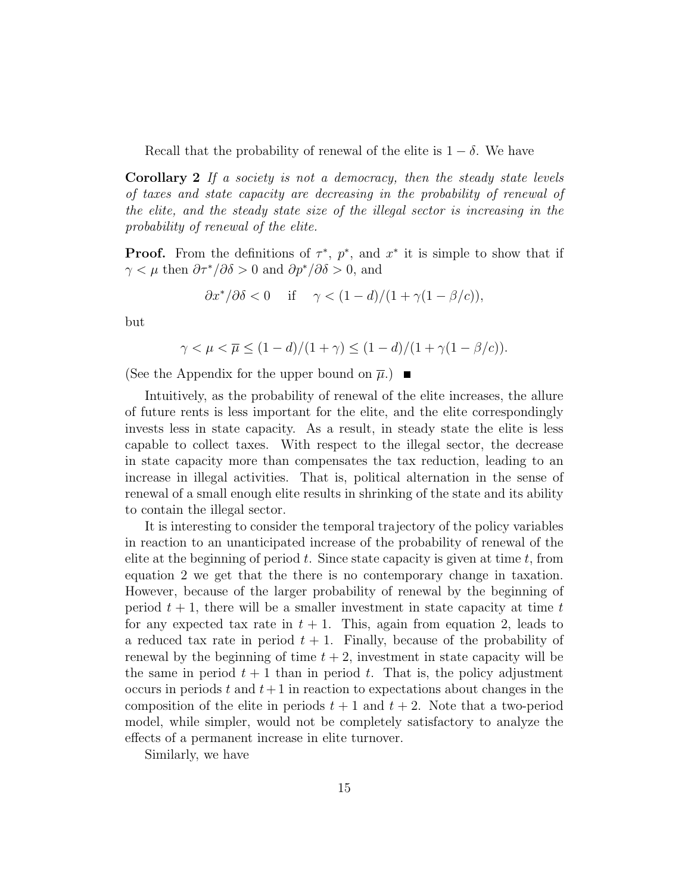Recall that the probability of renewal of the elite is $1 - \delta$. We have

**Corollary 2** *If a society is not a democracy, then the steady state levels of taxes and state capacity are decreasing in the probability of renewal of the elite, and the steady state size of the illegal sector is increasing in the probability of renewal of the elite.*

**Proof.** From the definitions of $\tau^*$, $p^*$, and $x^*$ it is simple to show that if $\gamma < \mu$ then $\partial \tau^* / \partial \delta > 0$ and $\partial p^* / \partial \delta > 0$, and

$$\partial x^* / \partial \delta < 0 \quad \text{if} \quad \gamma < (1 - d)/(1 + \gamma(1 - \beta/c)),$$

but

$$\gamma < \mu < \overline{\mu} \leq (1 - d)/(1 + \gamma) \leq (1 - d)/(1 + \gamma(1 - \beta/c)).$$

(See the Appendix for the upper bound on $\overline{\mu}$.) ■

Intuitively, as the probability of renewal of the elite increases, the allure of future rents is less important for the elite, and the elite correspondingly invests less in state capacity. As a result, in steady state the elite is less capable to collect taxes. With respect to the illegal sector, the decrease in state capacity more than compensates the tax reduction, leading to an increase in illegal activities. That is, political alternation in the sense of renewal of a small enough elite results in shrinking of the state and its ability to contain the illegal sector.

It is interesting to consider the temporal trajectory of the policy variables in reaction to an unanticipated increase of the probability of renewal of the elite at the beginning of period $t$. Since state capacity is given at time $t$, from equation 2 we get that the there is no contemporary change in taxation. However, because of the larger probability of renewal by the beginning of period $t + 1$, there will be a smaller investment in state capacity at time $t$ for any expected tax rate in $t + 1$. This, again from equation 2, leads to a reduced tax rate in period $t + 1$. Finally, because of the probability of renewal by the beginning of time $t + 2$, investment in state capacity will be the same in period $t + 1$ than in period $t$. That is, the policy adjustment occurs in periods $t$ and $t + 1$ in reaction to expectations about changes in the composition of the elite in periods $t + 1$ and $t + 2$. Note that a two-period model, while simpler, would not be completely satisfactory to analyze the effects of a permanent increase in elite turnover.

Similarly, we have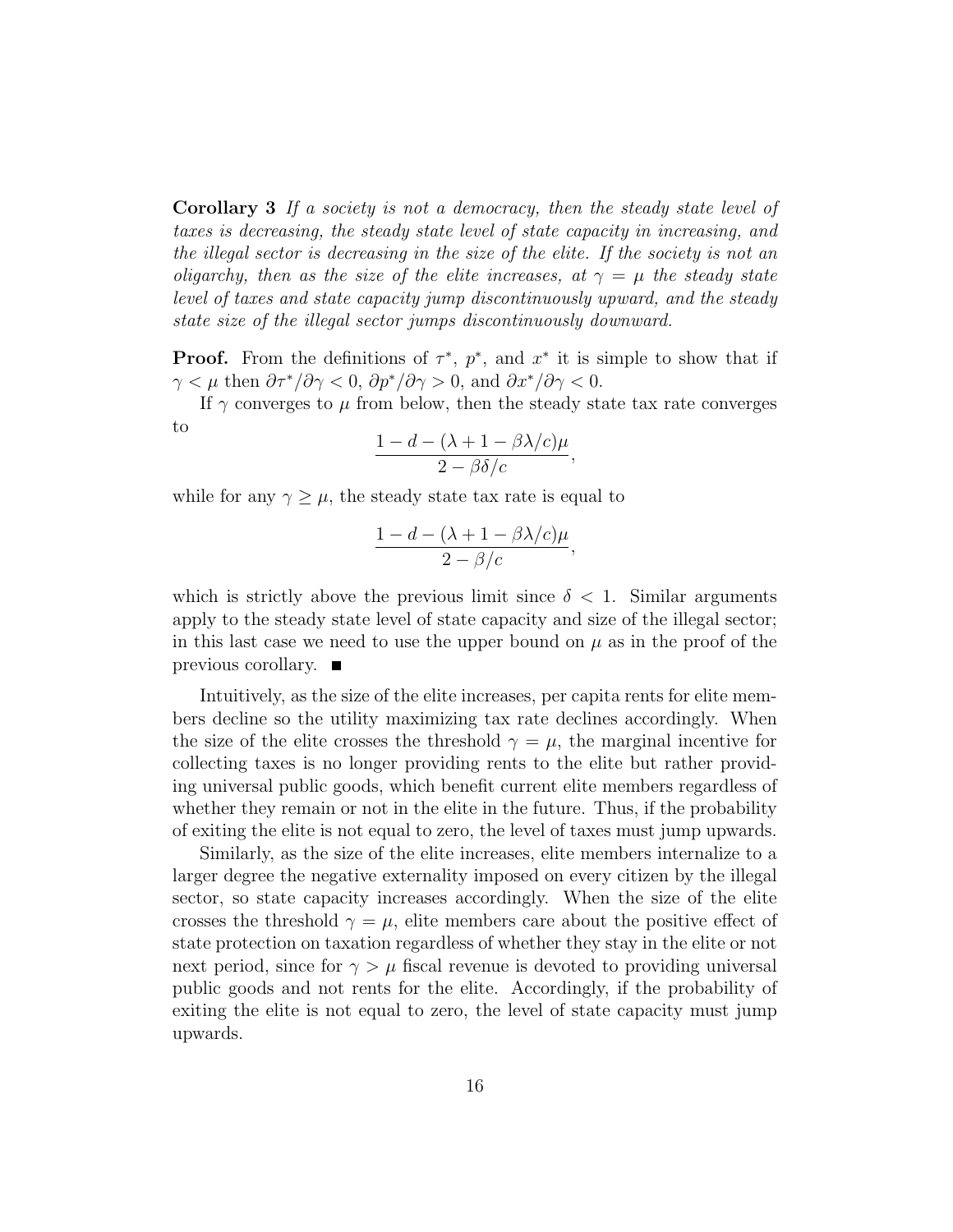**Corollary 3** *If a society is not a democracy, then the steady state level of taxes is decreasing, the steady state level of state capacity in increasing, and the illegal sector is decreasing in the size of the elite. If the society is not an oligarchy, then as the size of the elite increases, at $\gamma = \mu$ the steady state level of taxes and state capacity jump discontinuously upward, and the steady state size of the illegal sector jumps discontinuously downward.*

**Proof.** From the definitions of $\tau^*$, $p^*$, and $x^*$ it is simple to show that if $\gamma < \mu$ then $\partial \tau^* / \partial \gamma < 0$, $\partial p^* / \partial \gamma > 0$, and $\partial x^* / \partial \gamma < 0$.

If $\gamma$ converges to $\mu$ from below, then the steady state tax rate converges to

$$\frac{1 - d - (\lambda + 1 - \beta\lambda/c)\mu}{2 - \beta\delta/c},$$

while for any $\gamma \geq \mu$, the steady state tax rate is equal to

$$\frac{1 - d - (\lambda + 1 - \beta\lambda/c)\mu}{2 - \beta/c},$$

which is strictly above the previous limit since $\delta < 1$. Similar arguments apply to the steady state level of state capacity and size of the illegal sector; in this last case we need to use the upper bound on $\mu$ as in the proof of the previous corollary. ■

Intuitively, as the size of the elite increases, per capita rents for elite members decline so the utility maximizing tax rate declines accordingly. When the size of the elite crosses the threshold $\gamma = \mu$, the marginal incentive for collecting taxes is no longer providing rents to the elite but rather providing universal public goods, which benefit current elite members regardless of whether they remain or not in the elite in the future. Thus, if the probability of exiting the elite is not equal to zero, the level of taxes must jump upwards.

Similarly, as the size of the elite increases, elite members internalize to a larger degree the negative externality imposed on every citizen by the illegal sector, so state capacity increases accordingly. When the size of the elite crosses the threshold $\gamma = \mu$, elite members care about the positive effect of state protection on taxation regardless of whether they stay in the elite or not next period, since for $\gamma > \mu$ fiscal revenue is devoted to providing universal public goods and not rents for the elite. Accordingly, if the probability of exiting the elite is not equal to zero, the level of state capacity must jump upwards.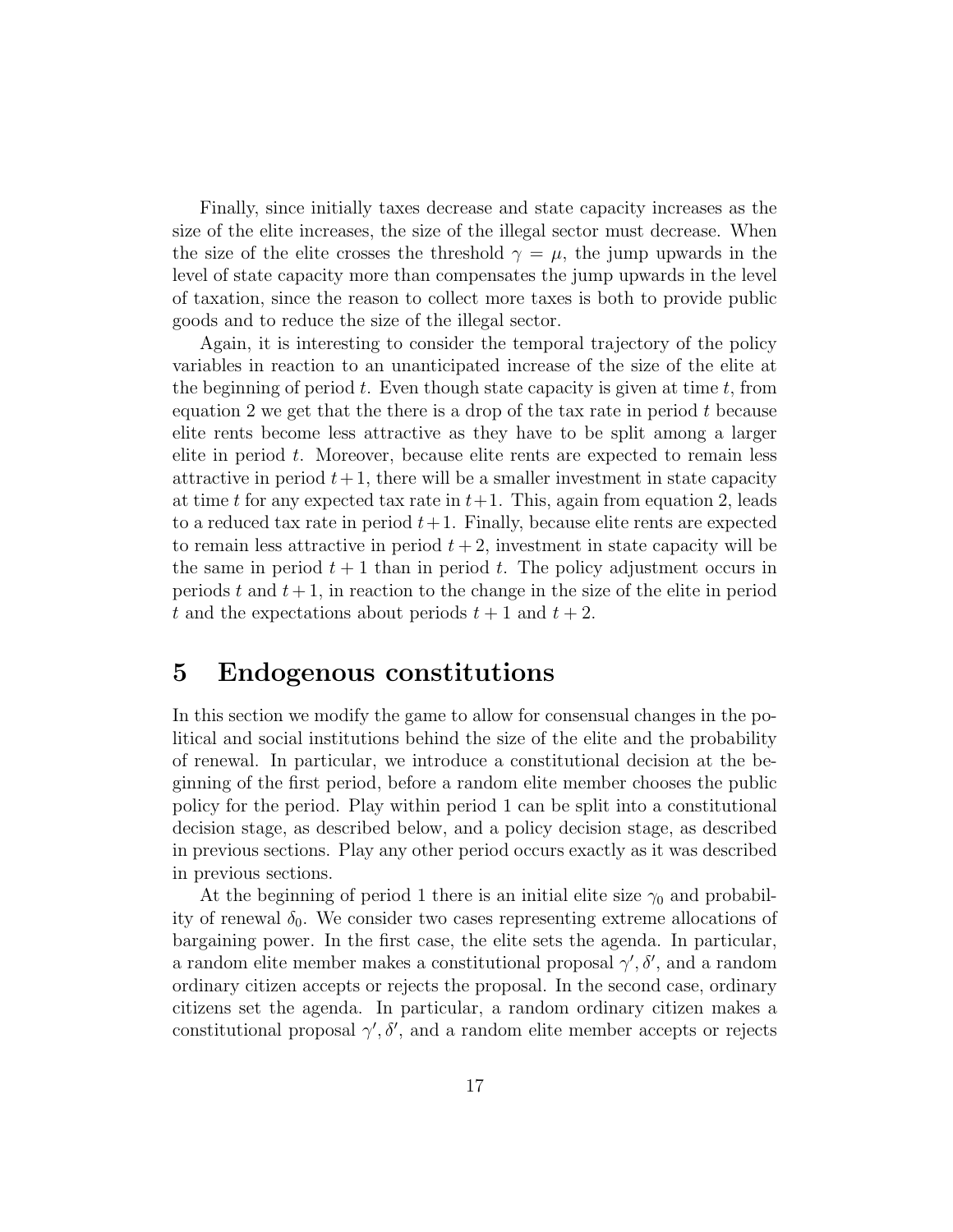Finally, since initially taxes decrease and state capacity increases as the size of the elite increases, the size of the illegal sector must decrease. When the size of the elite crosses the threshold $\gamma = \mu$, the jump upwards in the level of state capacity more than compensates the jump upwards in the level of taxation, since the reason to collect more taxes is both to provide public goods and to reduce the size of the illegal sector.

Again, it is interesting to consider the temporal trajectory of the policy variables in reaction to an unanticipated increase of the size of the elite at the beginning of period $t$. Even though state capacity is given at time $t$, from equation 2 we get that the there is a drop of the tax rate in period $t$ because elite rents become less attractive as they have to be split among a larger elite in period $t$. Moreover, because elite rents are expected to remain less attractive in period $t+1$, there will be a smaller investment in state capacity at time $t$ for any expected tax rate in $t+1$. This, again from equation 2, leads to a reduced tax rate in period $t+1$. Finally, because elite rents are expected to remain less attractive in period $t+2$, investment in state capacity will be the same in period $t+1$ than in period $t$. The policy adjustment occurs in periods $t$ and $t+1$, in reaction to the change in the size of the elite in period $t$ and the expectations about periods $t+1$ and $t+2$.

# 5 Endogenous constitutions

In this section we modify the game to allow for consensual changes in the political and social institutions behind the size of the elite and the probability of renewal. In particular, we introduce a constitutional decision at the beginning of the first period, before a random elite member chooses the public policy for the period. Play within period 1 can be split into a constitutional decision stage, as described below, and a policy decision stage, as described in previous sections. Play any other period occurs exactly as it was described in previous sections.

At the beginning of period 1 there is an initial elite size $\gamma_0$ and probability of renewal $\delta_0$. We consider two cases representing extreme allocations of bargaining power. In the first case, the elite sets the agenda. In particular, a random elite member makes a constitutional proposal $\gamma', \delta'$, and a random ordinary citizen accepts or rejects the proposal. In the second case, ordinary citizens set the agenda. In particular, a random ordinary citizen makes a constitutional proposal $\gamma', \delta'$, and a random elite member accepts or rejects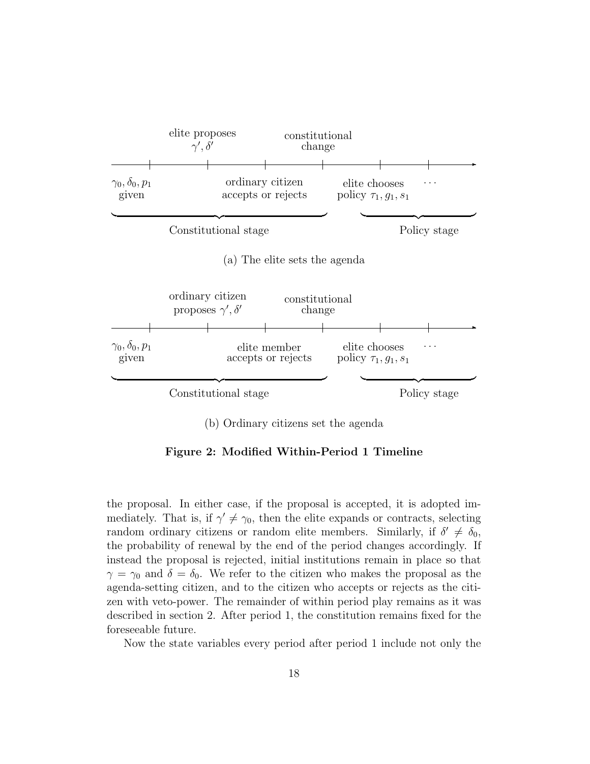elite proposes $\gamma', \delta'$ — constitutional change

$\gamma_0, \delta_0, p_1$ given — ordinary citizen accepts or rejects — elite chooses policy $\tau_1, g_1, s_1$ — $\cdots$

Constitutional stage — Policy stage

(a) The elite sets the agenda

ordinary citizen proposes $\gamma', \delta'$ — constitutional change

$\gamma_0, \delta_0, p_1$ given — elite member accepts or rejects — elite chooses policy $\tau_1, g_1, s_1$ — $\cdots$

Constitutional stage — Policy stage

(b) Ordinary citizens set the agenda

**Figure 2: Modified Within-Period 1 Timeline**

the proposal. In either case, if the proposal is accepted, it is adopted immediately. That is, if $\gamma' \neq \gamma_0$, then the elite expands or contracts, selecting random ordinary citizens or random elite members. Similarly, if $\delta' \neq \delta_0$, the probability of renewal by the end of the period changes accordingly. If instead the proposal is rejected, initial institutions remain in place so that $\gamma = \gamma_0$ and $\delta = \delta_0$. We refer to the citizen who makes the proposal as the agenda-setting citizen, and to the citizen who accepts or rejects as the citizen with veto-power. The remainder of within period play remains as it was described in section 2. After period 1, the constitution remains fixed for the foreseeable future.

Now the state variables every period after period 1 include not only the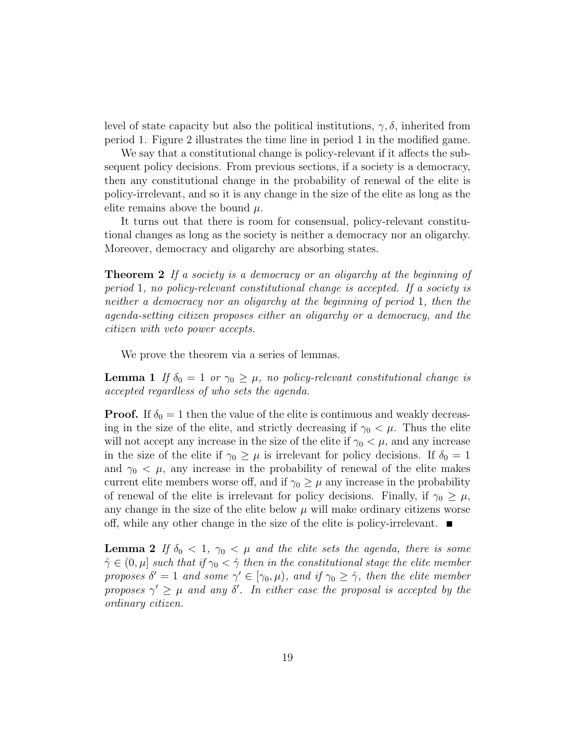level of state capacity but also the political institutions, $\gamma, \delta$, inherited from period 1. Figure 2 illustrates the time line in period 1 in the modified game.

We say that a constitutional change is policy-relevant if it affects the subsequent policy decisions. From previous sections, if a society is a democracy, then any constitutional change in the probability of renewal of the elite is policy-irrelevant, and so it is any change in the size of the elite as long as the elite remains above the bound $\mu$.

It turns out that there is room for consensual, policy-relevant constitutional changes as long as the society is neither a democracy nor an oligarchy. Moreover, democracy and oligarchy are absorbing states.

**Theorem 2** *If a society is a democracy or an oligarchy at the beginning of period* 1*, no policy-relevant constitutional change is accepted. If a society is neither a democracy nor an oligarchy at the beginning of period* 1*, then the agenda-setting citizen proposes either an oligarchy or a democracy, and the citizen with veto power accepts.*

We prove the theorem via a series of lemmas.

**Lemma 1** *If $\delta_0 = 1$ or $\gamma_0 \geq \mu$, no policy-relevant constitutional change is accepted regardless of who sets the agenda.*

**Proof.** If $\delta_0 = 1$ then the value of the elite is continuous and weakly decreasing in the size of the elite, and strictly decreasing if $\gamma_0 < \mu$. Thus the elite will not accept any increase in the size of the elite if $\gamma_0 < \mu$, and any increase in the size of the elite if $\gamma_0 \geq \mu$ is irrelevant for policy decisions. If $\delta_0 = 1$ and $\gamma_0 < \mu$, any increase in the probability of renewal of the elite makes current elite members worse off, and if $\gamma_0 \geq \mu$ any increase in the probability of renewal of the elite is irrelevant for policy decisions. Finally, if $\gamma_0 \geq \mu$, any change in the size of the elite below $\mu$ will make ordinary citizens worse off, while any other change in the size of the elite is policy-irrelevant. ■

**Lemma 2** *If $\delta_0 < 1$, $\gamma_0 < \mu$ and the elite sets the agenda, there is some $\hat{\gamma} \in (0, \mu]$ such that if $\gamma_0 < \hat{\gamma}$ then in the constitutional stage the elite member proposes $\delta' = 1$ and some $\gamma' \in [\gamma_0, \mu)$, and if $\gamma_0 \geq \hat{\gamma}$, then the elite member proposes $\gamma' \geq \mu$ and any $\delta'$. In either case the proposal is accepted by the ordinary citizen.*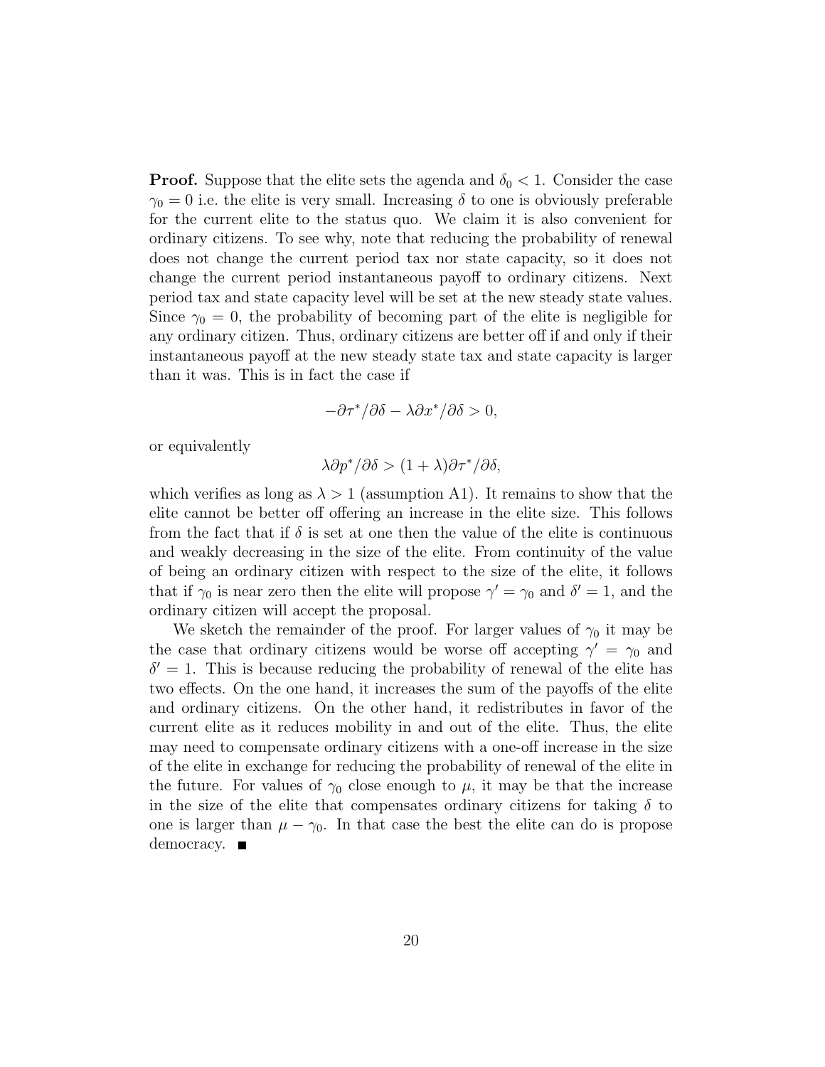**Proof.** Suppose that the elite sets the agenda and $\delta_0 < 1$. Consider the case $\gamma_0 = 0$ i.e. the elite is very small. Increasing $\delta$ to one is obviously preferable for the current elite to the status quo. We claim it is also convenient for ordinary citizens. To see why, note that reducing the probability of renewal does not change the current period tax nor state capacity, so it does not change the current period instantaneous payoff to ordinary citizens. Next period tax and state capacity level will be set at the new steady state values. Since $\gamma_0 = 0$, the probability of becoming part of the elite is negligible for any ordinary citizen. Thus, ordinary citizens are better off if and only if their instantaneous payoff at the new steady state tax and state capacity is larger than it was. This is in fact the case if

$$-\partial \tau^*/\partial \delta - \lambda \partial x^*/\partial \delta > 0,$$

or equivalently

$$\lambda \partial p^*/\partial \delta > (1 + \lambda)\partial \tau^*/\partial \delta,$$

which verifies as long as $\lambda > 1$ (assumption A1). It remains to show that the elite cannot be better off offering an increase in the elite size. This follows from the fact that if $\delta$ is set at one then the value of the elite is continuous and weakly decreasing in the size of the elite. From continuity of the value of being an ordinary citizen with respect to the size of the elite, it follows that if $\gamma_0$ is near zero then the elite will propose $\gamma' = \gamma_0$ and $\delta' = 1$, and the ordinary citizen will accept the proposal.

We sketch the remainder of the proof. For larger values of $\gamma_0$ it may be the case that ordinary citizens would be worse off accepting $\gamma' = \gamma_0$ and $\delta' = 1$. This is because reducing the probability of renewal of the elite has two effects. On the one hand, it increases the sum of the payoffs of the elite and ordinary citizens. On the other hand, it redistributes in favor of the current elite as it reduces mobility in and out of the elite. Thus, the elite may need to compensate ordinary citizens with a one-off increase in the size of the elite in exchange for reducing the probability of renewal of the elite in the future. For values of $\gamma_0$ close enough to $\mu$, it may be that the increase in the size of the elite that compensates ordinary citizens for taking $\delta$ to one is larger than $\mu - \gamma_0$. In that case the best the elite can do is propose democracy. ■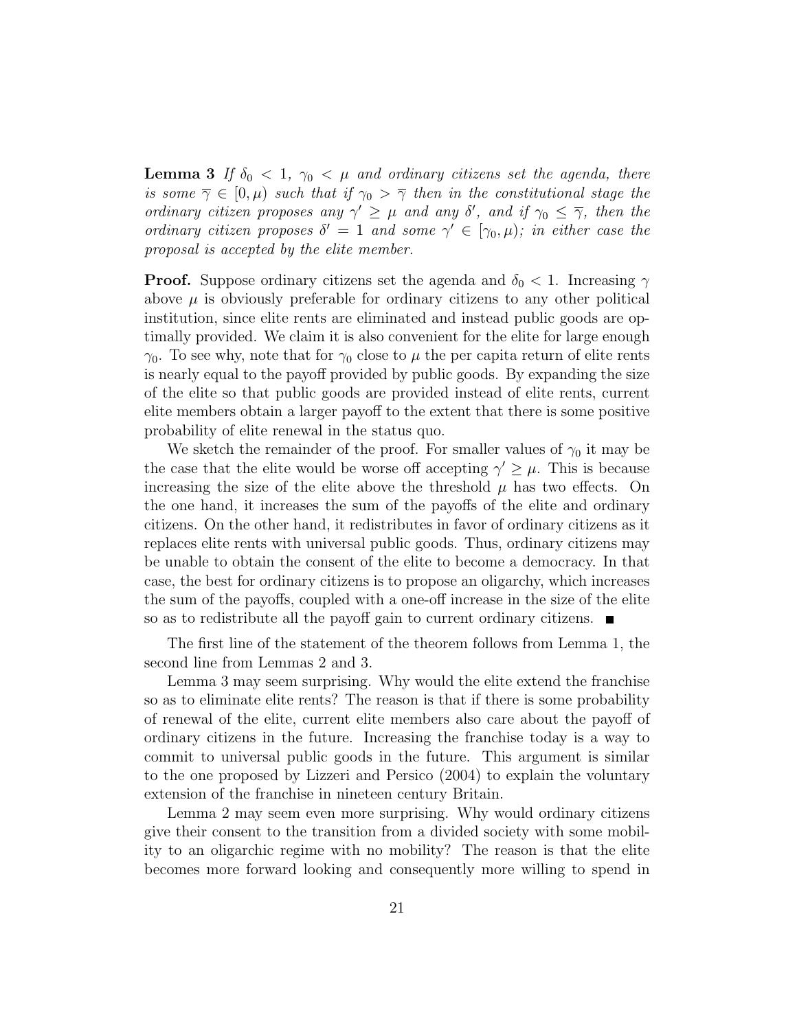**Lemma 3** *If $\delta_0 < 1$, $\gamma_0 < \mu$ and ordinary citizens set the agenda, there is some $\overline{\gamma} \in [0, \mu)$ such that if $\gamma_0 > \overline{\gamma}$ then in the constitutional stage the ordinary citizen proposes any $\gamma' \geq \mu$ and any $\delta'$, and if $\gamma_0 \leq \overline{\gamma}$, then the ordinary citizen proposes $\delta' = 1$ and some $\gamma' \in [\gamma_0, \mu)$; in either case the proposal is accepted by the elite member.*

**Proof.** Suppose ordinary citizens set the agenda and $\delta_0 < 1$. Increasing $\gamma$ above $\mu$ is obviously preferable for ordinary citizens to any other political institution, since elite rents are eliminated and instead public goods are optimally provided. We claim it is also convenient for the elite for large enough $\gamma_0$. To see why, note that for $\gamma_0$ close to $\mu$ the per capita return of elite rents is nearly equal to the payoff provided by public goods. By expanding the size of the elite so that public goods are provided instead of elite rents, current elite members obtain a larger payoff to the extent that there is some positive probability of elite renewal in the status quo.

We sketch the remainder of the proof. For smaller values of $\gamma_0$ it may be the case that the elite would be worse off accepting $\gamma' \geq \mu$. This is because increasing the size of the elite above the threshold $\mu$ has two effects. On the one hand, it increases the sum of the payoffs of the elite and ordinary citizens. On the other hand, it redistributes in favor of ordinary citizens as it replaces elite rents with universal public goods. Thus, ordinary citizens may be unable to obtain the consent of the elite to become a democracy. In that case, the best for ordinary citizens is to propose an oligarchy, which increases the sum of the payoffs, coupled with a one-off increase in the size of the elite so as to redistribute all the payoff gain to current ordinary citizens. ■

The first line of the statement of the theorem follows from Lemma 1, the second line from Lemmas 2 and 3.

Lemma 3 may seem surprising. Why would the elite extend the franchise so as to eliminate elite rents? The reason is that if there is some probability of renewal of the elite, current elite members also care about the payoff of ordinary citizens in the future. Increasing the franchise today is a way to commit to universal public goods in the future. This argument is similar to the one proposed by Lizzeri and Persico (2004) to explain the voluntary extension of the franchise in nineteen century Britain.

Lemma 2 may seem even more surprising. Why would ordinary citizens give their consent to the transition from a divided society with some mobility to an oligarchic regime with no mobility? The reason is that the elite becomes more forward looking and consequently more willing to spend in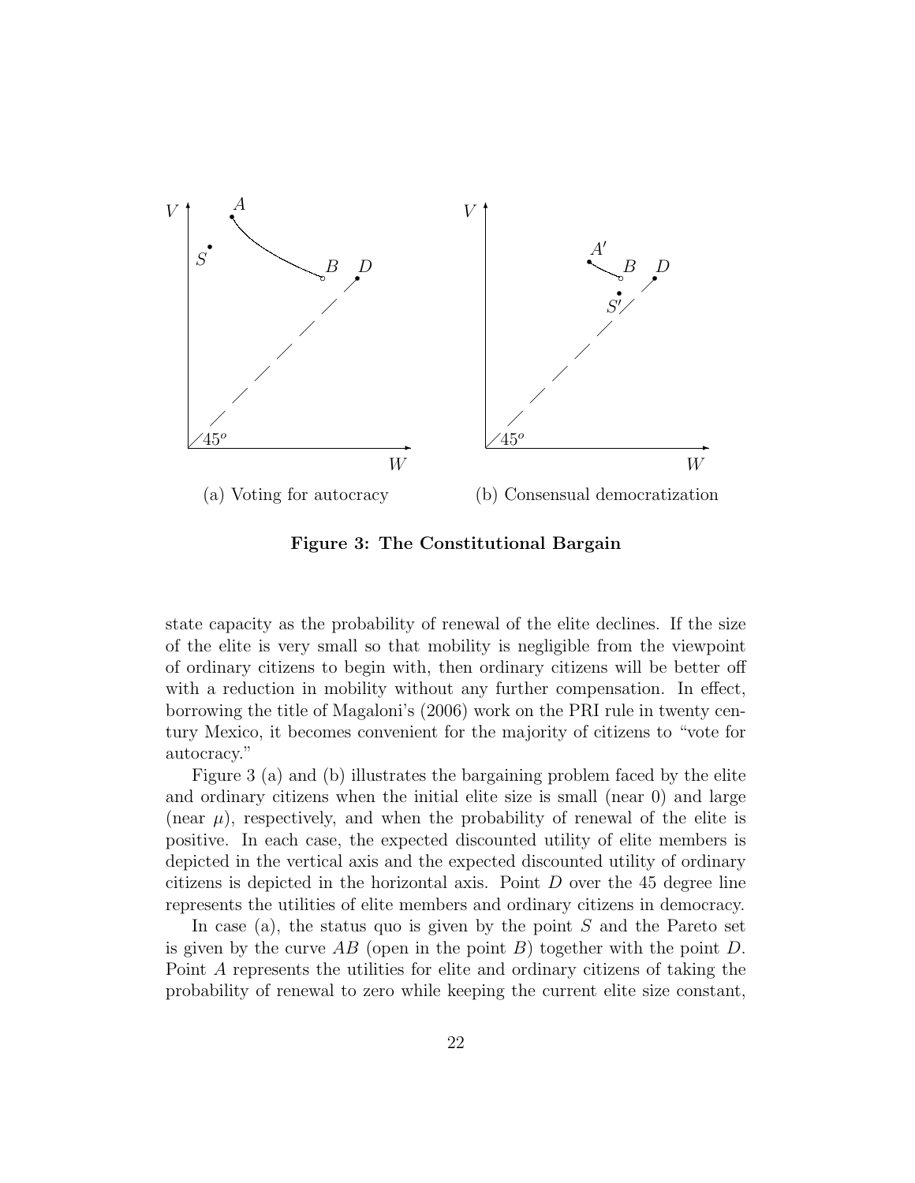(a) Voting for autocracy

(b) Consensual democratization

**Figure 3: The Constitutional Bargain**

state capacity as the probability of renewal of the elite declines. If the size of the elite is very small so that mobility is negligible from the viewpoint of ordinary citizens to begin with, then ordinary citizens will be better off with a reduction in mobility without any further compensation. In effect, borrowing the title of Magaloni's (2006) work on the PRI rule in twenty century Mexico, it becomes convenient for the majority of citizens to "vote for autocracy."

Figure 3 (a) and (b) illustrates the bargaining problem faced by the elite and ordinary citizens when the initial elite size is small (near 0) and large (near $\mu$), respectively, and when the probability of renewal of the elite is positive. In each case, the expected discounted utility of elite members is depicted in the vertical axis and the expected discounted utility of ordinary citizens is depicted in the horizontal axis. Point $D$ over the 45 degree line represents the utilities of elite members and ordinary citizens in democracy.

In case (a), the status quo is given by the point $S$ and the Pareto set is given by the curve $AB$ (open in the point $B$) together with the point $D$. Point $A$ represents the utilities for elite and ordinary citizens of taking the probability of renewal to zero while keeping the current elite size constant,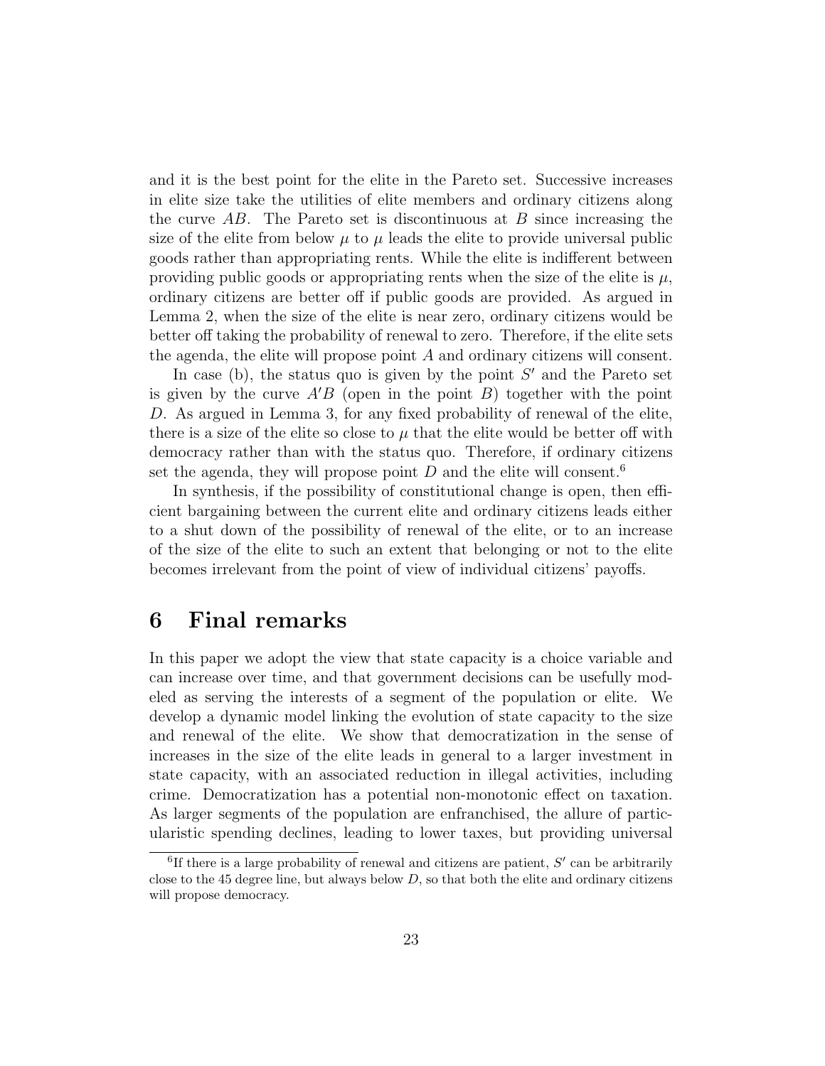and it is the best point for the elite in the Pareto set. Successive increases in elite size take the utilities of elite members and ordinary citizens along the curve $AB$. The Pareto set is discontinuous at $B$ since increasing the size of the elite from below $\mu$ to $\mu$ leads the elite to provide universal public goods rather than appropriating rents. While the elite is indifferent between providing public goods or appropriating rents when the size of the elite is $\mu$, ordinary citizens are better off if public goods are provided. As argued in Lemma 2, when the size of the elite is near zero, ordinary citizens would be better off taking the probability of renewal to zero. Therefore, if the elite sets the agenda, the elite will propose point $A$ and ordinary citizens will consent.

In case (b), the status quo is given by the point $S'$ and the Pareto set is given by the curve $A'B$ (open in the point $B$) together with the point $D$. As argued in Lemma 3, for any fixed probability of renewal of the elite, there is a size of the elite so close to $\mu$ that the elite would be better off with democracy rather than with the status quo. Therefore, if ordinary citizens set the agenda, they will propose point $D$ and the elite will consent.[6]

In synthesis, if the possibility of constitutional change is open, then efficient bargaining between the current elite and ordinary citizens leads either to a shut down of the possibility of renewal of the elite, or to an increase of the size of the elite to such an extent that belonging or not to the elite becomes irrelevant from the point of view of individual citizens' payoffs.

# 6 Final remarks

In this paper we adopt the view that state capacity is a choice variable and can increase over time, and that government decisions can be usefully modeled as serving the interests of a segment of the population or elite. We develop a dynamic model linking the evolution of state capacity to the size and renewal of the elite. We show that democratization in the sense of increases in the size of the elite leads in general to a larger investment in state capacity, with an associated reduction in illegal activities, including crime. Democratization has a potential non-monotonic effect on taxation. As larger segments of the population are enfranchised, the allure of particularistic spending declines, leading to lower taxes, but providing universal

[6] If there is a large probability of renewal and citizens are patient, $S'$ can be arbitrarily close to the 45 degree line, but always below $D$, so that both the elite and ordinary citizens will propose democracy.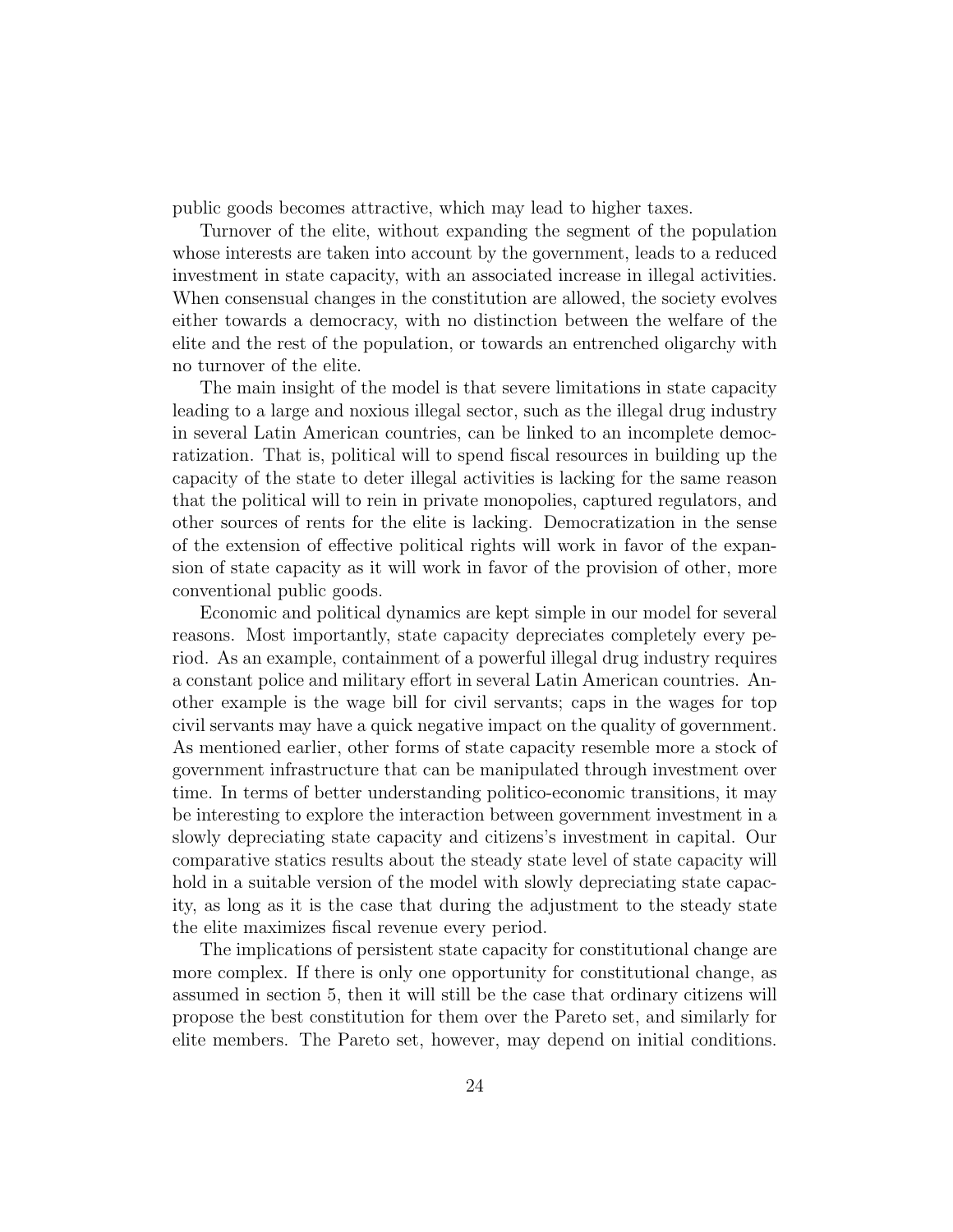public goods becomes attractive, which may lead to higher taxes.

Turnover of the elite, without expanding the segment of the population whose interests are taken into account by the government, leads to a reduced investment in state capacity, with an associated increase in illegal activities. When consensual changes in the constitution are allowed, the society evolves either towards a democracy, with no distinction between the welfare of the elite and the rest of the population, or towards an entrenched oligarchy with no turnover of the elite.

The main insight of the model is that severe limitations in state capacity leading to a large and noxious illegal sector, such as the illegal drug industry in several Latin American countries, can be linked to an incomplete democratization. That is, political will to spend fiscal resources in building up the capacity of the state to deter illegal activities is lacking for the same reason that the political will to rein in private monopolies, captured regulators, and other sources of rents for the elite is lacking. Democratization in the sense of the extension of effective political rights will work in favor of the expansion of state capacity as it will work in favor of the provision of other, more conventional public goods.

Economic and political dynamics are kept simple in our model for several reasons. Most importantly, state capacity depreciates completely every period. As an example, containment of a powerful illegal drug industry requires a constant police and military effort in several Latin American countries. Another example is the wage bill for civil servants; caps in the wages for top civil servants may have a quick negative impact on the quality of government. As mentioned earlier, other forms of state capacity resemble more a stock of government infrastructure that can be manipulated through investment over time. In terms of better understanding politico-economic transitions, it may be interesting to explore the interaction between government investment in a slowly depreciating state capacity and citizens's investment in capital. Our comparative statics results about the steady state level of state capacity will hold in a suitable version of the model with slowly depreciating state capacity, as long as it is the case that during the adjustment to the steady state the elite maximizes fiscal revenue every period.

The implications of persistent state capacity for constitutional change are more complex. If there is only one opportunity for constitutional change, as assumed in section 5, then it will still be the case that ordinary citizens will propose the best constitution for them over the Pareto set, and similarly for elite members. The Pareto set, however, may depend on initial conditions.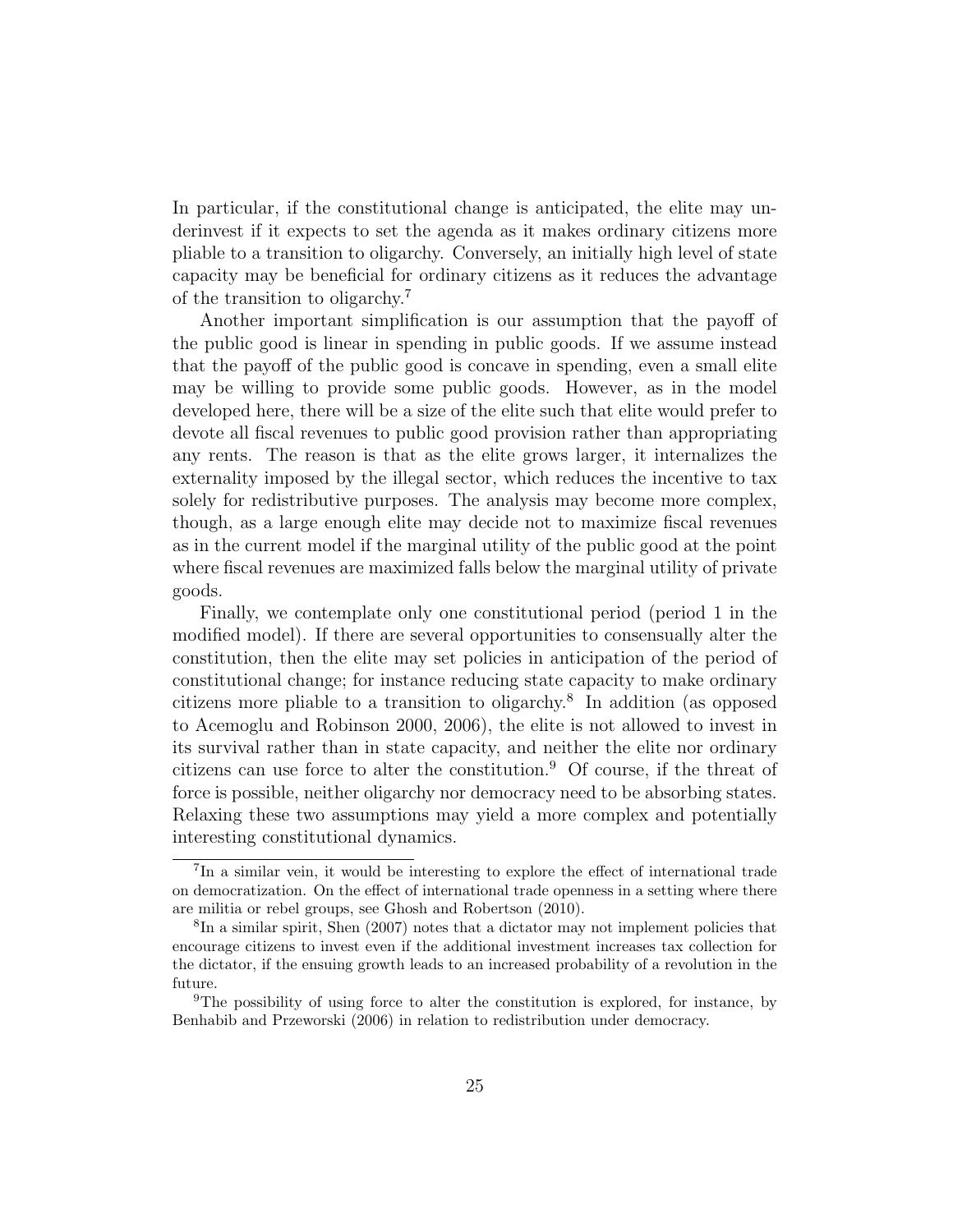In particular, if the constitutional change is anticipated, the elite may underinvest if it expects to set the agenda as it makes ordinary citizens more pliable to a transition to oligarchy. Conversely, an initially high level of state capacity may be beneficial for ordinary citizens as it reduces the advantage of the transition to oligarchy.[7]

Another important simplification is our assumption that the payoff of the public good is linear in spending in public goods. If we assume instead that the payoff of the public good is concave in spending, even a small elite may be willing to provide some public goods. However, as in the model developed here, there will be a size of the elite such that elite would prefer to devote all fiscal revenues to public good provision rather than appropriating any rents. The reason is that as the elite grows larger, it internalizes the externality imposed by the illegal sector, which reduces the incentive to tax solely for redistributive purposes. The analysis may become more complex, though, as a large enough elite may decide not to maximize fiscal revenues as in the current model if the marginal utility of the public good at the point where fiscal revenues are maximized falls below the marginal utility of private goods.

Finally, we contemplate only one constitutional period (period 1 in the modified model). If there are several opportunities to consensually alter the constitution, then the elite may set policies in anticipation of the period of constitutional change; for instance reducing state capacity to make ordinary citizens more pliable to a transition to oligarchy.[8] In addition (as opposed to Acemoglu and Robinson 2000, 2006), the elite is not allowed to invest in its survival rather than in state capacity, and neither the elite nor ordinary citizens can use force to alter the constitution.[9] Of course, if the threat of force is possible, neither oligarchy nor democracy need to be absorbing states. Relaxing these two assumptions may yield a more complex and potentially interesting constitutional dynamics.

---

[7] In a similar vein, it would be interesting to explore the effect of international trade on democratization. On the effect of international trade openness in a setting where there are militia or rebel groups, see Ghosh and Robertson (2010).

[8] In a similar spirit, Shen (2007) notes that a dictator may not implement policies that encourage citizens to invest even if the additional investment increases tax collection for the dictator, if the ensuing growth leads to an increased probability of a revolution in the future.

[9] The possibility of using force to alter the constitution is explored, for instance, by Benhabib and Przeworski (2006) in relation to redistribution under democracy.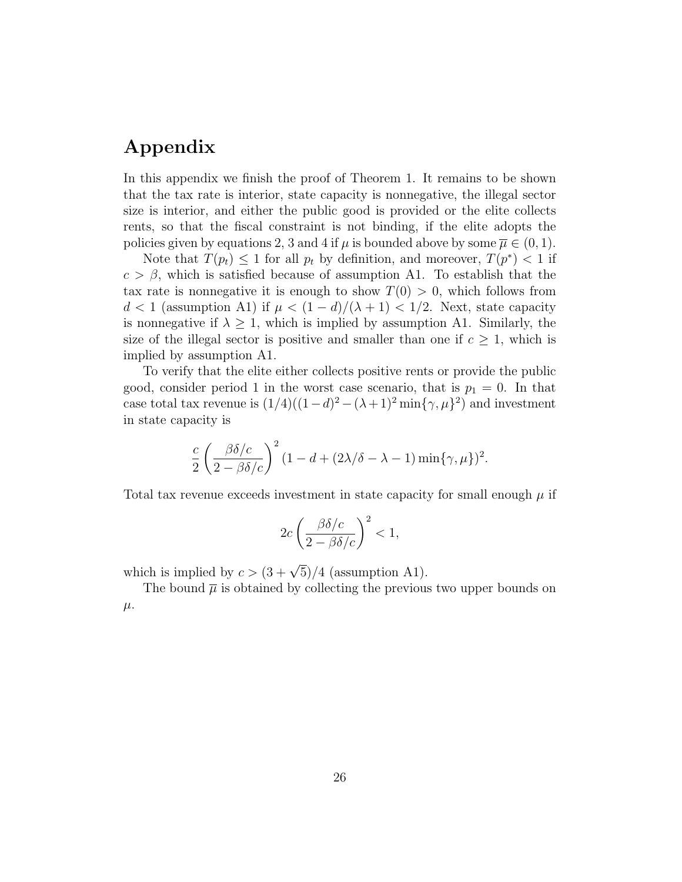# Appendix

In this appendix we finish the proof of Theorem 1. It remains to be shown that the tax rate is interior, state capacity is nonnegative, the illegal sector size is interior, and either the public good is provided or the elite collects rents, so that the fiscal constraint is not binding, if the elite adopts the policies given by equations 2, 3 and 4 if $\mu$ is bounded above by some $\overline{\mu} \in (0, 1)$.

Note that $T(p_t) \leq 1$ for all $p_t$ by definition, and moreover, $T(p^*) < 1$ if $c > \beta$, which is satisfied because of assumption A1. To establish that the tax rate is nonnegative it is enough to show $T(0) > 0$, which follows from $d < 1$ (assumption A1) if $\mu < (1-d)/(\lambda+1) < 1/2$. Next, state capacity is nonnegative if $\lambda \geq 1$, which is implied by assumption A1. Similarly, the size of the illegal sector is positive and smaller than one if $c \geq 1$, which is implied by assumption A1.

To verify that the elite either collects positive rents or provide the public good, consider period 1 in the worst case scenario, that is $p_1 = 0$. In that case total tax revenue is $(1/4)((1-d)^2 - (\lambda+1)^2 \min\{\gamma, \mu\}^2)$ and investment in state capacity is

$$\frac{c}{2}\left(\frac{\beta\delta/c}{2-\beta\delta/c}\right)^2 (1 - d + (2\lambda/\delta - \lambda - 1)\min\{\gamma, \mu\})^2.$$

Total tax revenue exceeds investment in state capacity for small enough $\mu$ if

$$2c\left(\frac{\beta\delta/c}{2-\beta\delta/c}\right)^2 < 1,$$

which is implied by $c > (3+\sqrt{5})/4$ (assumption A1).

The bound $\overline{\mu}$ is obtained by collecting the previous two upper bounds on $\mu$.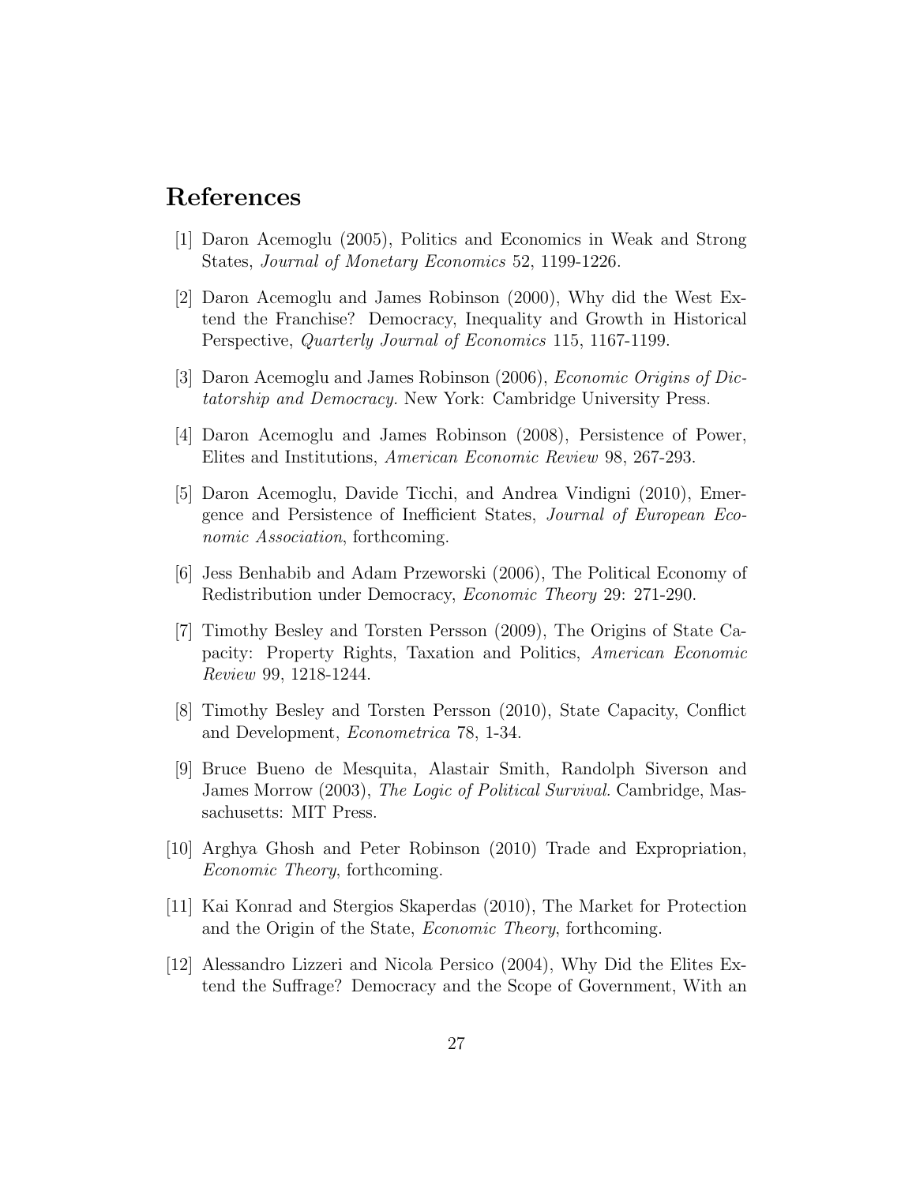# References

[1] Daron Acemoglu (2005), Politics and Economics in Weak and Strong States, *Journal of Monetary Economics* 52, 1199-1226.

[2] Daron Acemoglu and James Robinson (2000), Why did the West Extend the Franchise? Democracy, Inequality and Growth in Historical Perspective, *Quarterly Journal of Economics* 115, 1167-1199.

[3] Daron Acemoglu and James Robinson (2006), *Economic Origins of Dictatorship and Democracy.* New York: Cambridge University Press.

[4] Daron Acemoglu and James Robinson (2008), Persistence of Power, Elites and Institutions, *American Economic Review* 98, 267-293.

[5] Daron Acemoglu, Davide Ticchi, and Andrea Vindigni (2010), Emergence and Persistence of Inefficient States, *Journal of European Economic Association*, forthcoming.

[6] Jess Benhabib and Adam Przeworski (2006), The Political Economy of Redistribution under Democracy, *Economic Theory* 29: 271-290.

[7] Timothy Besley and Torsten Persson (2009), The Origins of State Capacity: Property Rights, Taxation and Politics, *American Economic Review* 99, 1218-1244.

[8] Timothy Besley and Torsten Persson (2010), State Capacity, Conflict and Development, *Econometrica* 78, 1-34.

[9] Bruce Bueno de Mesquita, Alastair Smith, Randolph Siverson and James Morrow (2003), *The Logic of Political Survival.* Cambridge, Massachusetts: MIT Press.

[10] Arghya Ghosh and Peter Robinson (2010) Trade and Expropriation, *Economic Theory*, forthcoming.

[11] Kai Konrad and Stergios Skaperdas (2010), The Market for Protection and the Origin of the State, *Economic Theory*, forthcoming.

[12] Alessandro Lizzeri and Nicola Persico (2004), Why Did the Elites Extend the Suffrage? Democracy and the Scope of Government, With an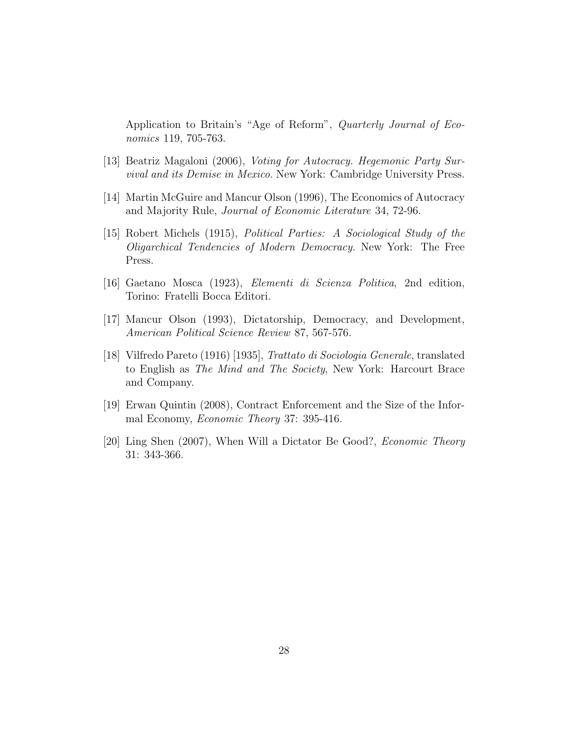Application to Britain's "Age of Reform", *Quarterly Journal of Economics* 119, 705-763.

[13] Beatriz Magaloni (2006), *Voting for Autocracy. Hegemonic Party Survival and its Demise in Mexico.* New York: Cambridge University Press.

[14] Martin McGuire and Mancur Olson (1996), The Economics of Autocracy and Majority Rule, *Journal of Economic Literature* 34, 72-96.

[15] Robert Michels (1915), *Political Parties: A Sociological Study of the Oligarchical Tendencies of Modern Democracy.* New York: The Free Press.

[16] Gaetano Mosca (1923), *Elementi di Scienza Politica*, 2nd edition, Torino: Fratelli Bocca Editori.

[17] Mancur Olson (1993), Dictatorship, Democracy, and Development, *American Political Science Review* 87, 567-576.

[18] Vilfredo Pareto (1916) [1935], *Trattato di Sociologia Generale*, translated to English as *The Mind and The Society*, New York: Harcourt Brace and Company.

[19] Erwan Quintin (2008), Contract Enforcement and the Size of the Informal Economy, *Economic Theory* 37: 395-416.

[20] Ling Shen (2007), When Will a Dictator Be Good?, *Economic Theory* 31: 343-366.